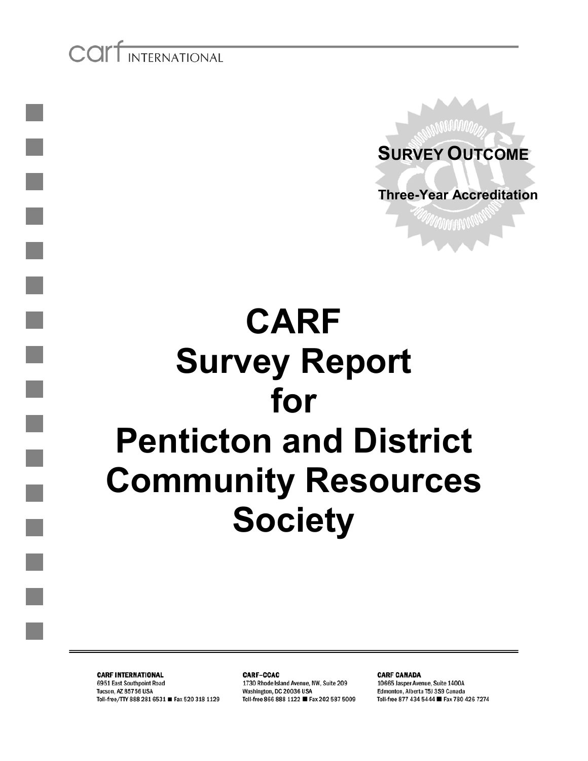carf INTERNATIONAL

**SURVEY OUTCOME**

**Three-Year Accreditation**

# CARF Survey Report for Penticton and District Community Resources Society

**CARF INTERNATIONAL**
6951 East Southpoint Road
Tucson, AZ 85756 USA
Toll-free/TTY 888 281 6531 ■ Fax 520 318 1129

**CARF–CCAC**
1730 Rhode Island Avenue, NW, Suite 209
Washington, DC 20036 USA
Toll-free 866 888 1122 ■ Fax 202 587 5009

**CARF CANADA**
10665 Jasper Avenue, Suite 1400A
Edmonton, Alberta T5J 3S9 Canada
Toll-free 877 434 5444 ■ Fax 780 426 7274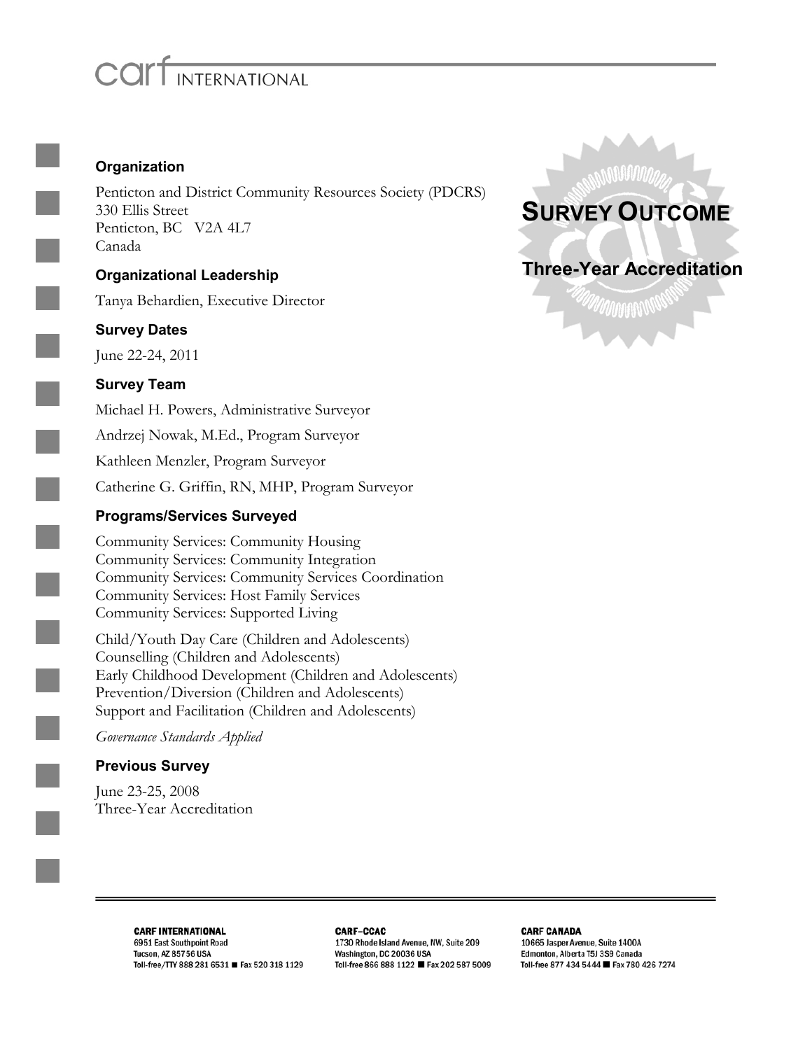carf INTERNATIONAL

**Organization**

Penticton and District Community Resources Society (PDCRS)
330 Ellis Street
Penticton, BC V2A 4L7
Canada

**Organizational Leadership**

Tanya Behardien, Executive Director

**Survey Dates**

June 22-24, 2011

**Survey Team**

Michael H. Powers, Administrative Surveyor

Andrzej Nowak, M.Ed., Program Surveyor

Kathleen Menzler, Program Surveyor

Catherine G. Griffin, RN, MHP, Program Surveyor

**Programs/Services Surveyed**

Community Services: Community Housing
Community Services: Community Integration
Community Services: Community Services Coordination
Community Services: Host Family Services
Community Services: Supported Living

Child/Youth Day Care (Children and Adolescents)
Counselling (Children and Adolescents)
Early Childhood Development (Children and Adolescents)
Prevention/Diversion (Children and Adolescents)
Support and Facilitation (Children and Adolescents)

*Governance Standards Applied*

**Previous Survey**

June 23-25, 2008
Three-Year Accreditation

## SURVEY OUTCOME

**Three-Year Accreditation**

**CARF INTERNATIONAL**
6951 East Southpoint Road
Tucson, AZ 85756 USA
Toll-free/TTY 888 281 6531 ■ Fax 520 318 1129

**CARF–CCAC**
1730 Rhode Island Avenue, NW, Suite 209
Washington, DC 20036 USA
Toll-free 866 888 1122 ■ Fax 202 587 5009

**CARF CANADA**
10665 Jasper Avenue, Suite 1400A
Edmonton, Alberta T5J 3S9 Canada
Toll-free 877 434 5444 ■ Fax 780 426 7274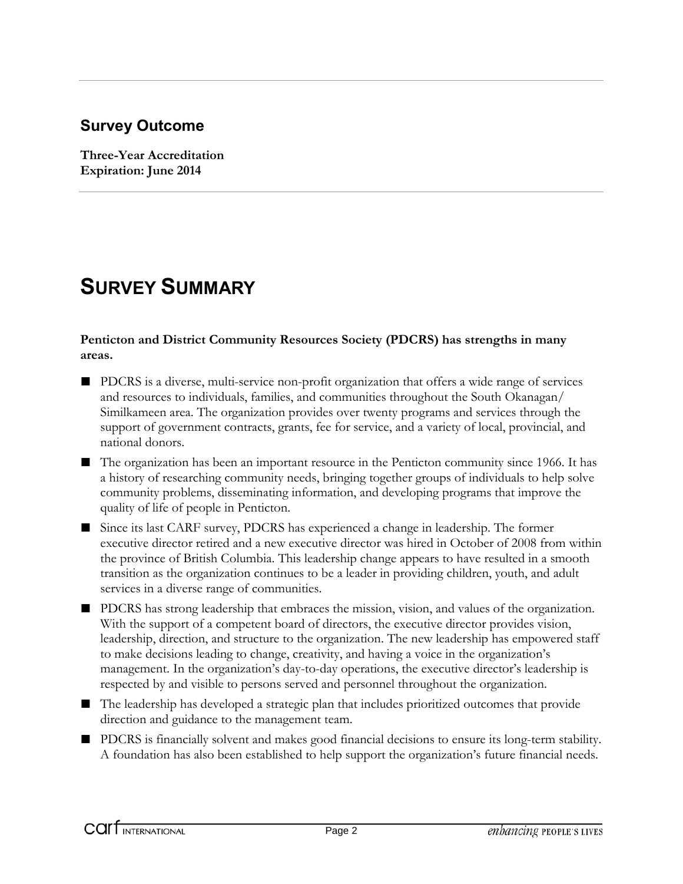## Survey Outcome

**Three-Year Accreditation**
**Expiration: June 2014**

# SURVEY SUMMARY

**Penticton and District Community Resources Society (PDCRS) has strengths in many areas.**

- PDCRS is a diverse, multi-service non-profit organization that offers a wide range of services and resources to individuals, families, and communities throughout the South Okanagan/ Similkameen area. The organization provides over twenty programs and services through the support of government contracts, grants, fee for service, and a variety of local, provincial, and national donors.
- The organization has been an important resource in the Penticton community since 1966. It has a history of researching community needs, bringing together groups of individuals to help solve community problems, disseminating information, and developing programs that improve the quality of life of people in Penticton.
- Since its last CARF survey, PDCRS has experienced a change in leadership. The former executive director retired and a new executive director was hired in October of 2008 from within the province of British Columbia. This leadership change appears to have resulted in a smooth transition as the organization continues to be a leader in providing children, youth, and adult services in a diverse range of communities.
- PDCRS has strong leadership that embraces the mission, vision, and values of the organization. With the support of a competent board of directors, the executive director provides vision, leadership, direction, and structure to the organization. The new leadership has empowered staff to make decisions leading to change, creativity, and having a voice in the organization's management. In the organization's day-to-day operations, the executive director's leadership is respected by and visible to persons served and personnel throughout the organization.
- The leadership has developed a strategic plan that includes prioritized outcomes that provide direction and guidance to the management team.
- PDCRS is financially solvent and makes good financial decisions to ensure its long-term stability. A foundation has also been established to help support the organization's future financial needs.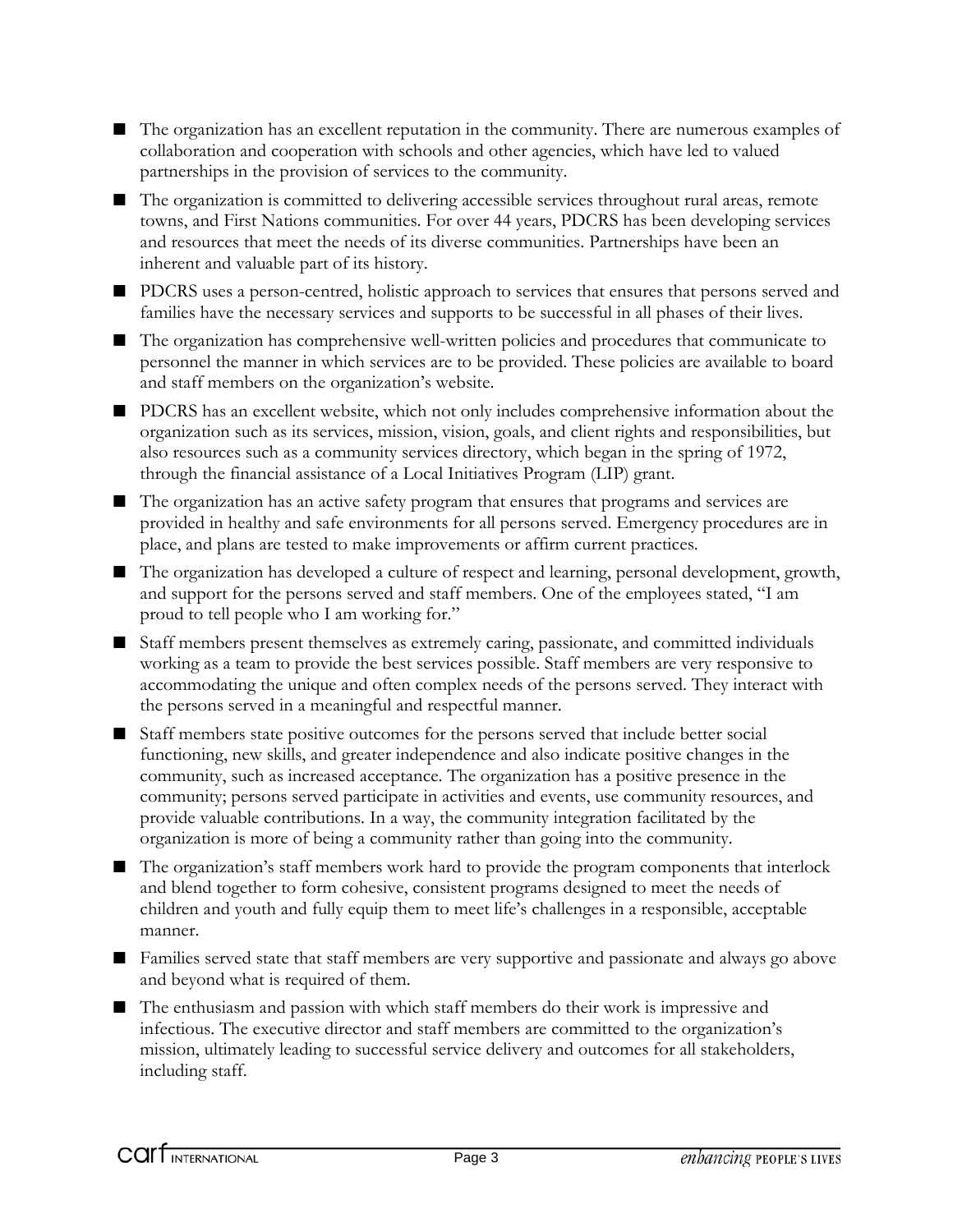- The organization has an excellent reputation in the community. There are numerous examples of collaboration and cooperation with schools and other agencies, which have led to valued partnerships in the provision of services to the community.
- The organization is committed to delivering accessible services throughout rural areas, remote towns, and First Nations communities. For over 44 years, PDCRS has been developing services and resources that meet the needs of its diverse communities. Partnerships have been an inherent and valuable part of its history.
- PDCRS uses a person-centred, holistic approach to services that ensures that persons served and families have the necessary services and supports to be successful in all phases of their lives.
- The organization has comprehensive well-written policies and procedures that communicate to personnel the manner in which services are to be provided. These policies are available to board and staff members on the organization's website.
- PDCRS has an excellent website, which not only includes comprehensive information about the organization such as its services, mission, vision, goals, and client rights and responsibilities, but also resources such as a community services directory, which began in the spring of 1972, through the financial assistance of a Local Initiatives Program (LIP) grant.
- The organization has an active safety program that ensures that programs and services are provided in healthy and safe environments for all persons served. Emergency procedures are in place, and plans are tested to make improvements or affirm current practices.
- The organization has developed a culture of respect and learning, personal development, growth, and support for the persons served and staff members. One of the employees stated, "I am proud to tell people who I am working for."
- Staff members present themselves as extremely caring, passionate, and committed individuals working as a team to provide the best services possible. Staff members are very responsive to accommodating the unique and often complex needs of the persons served. They interact with the persons served in a meaningful and respectful manner.
- Staff members state positive outcomes for the persons served that include better social functioning, new skills, and greater independence and also indicate positive changes in the community, such as increased acceptance. The organization has a positive presence in the community; persons served participate in activities and events, use community resources, and provide valuable contributions. In a way, the community integration facilitated by the organization is more of being a community rather than going into the community.
- The organization's staff members work hard to provide the program components that interlock and blend together to form cohesive, consistent programs designed to meet the needs of children and youth and fully equip them to meet life's challenges in a responsible, acceptable manner.
- Families served state that staff members are very supportive and passionate and always go above and beyond what is required of them.
- The enthusiasm and passion with which staff members do their work is impressive and infectious. The executive director and staff members are committed to the organization's mission, ultimately leading to successful service delivery and outcomes for all stakeholders, including staff.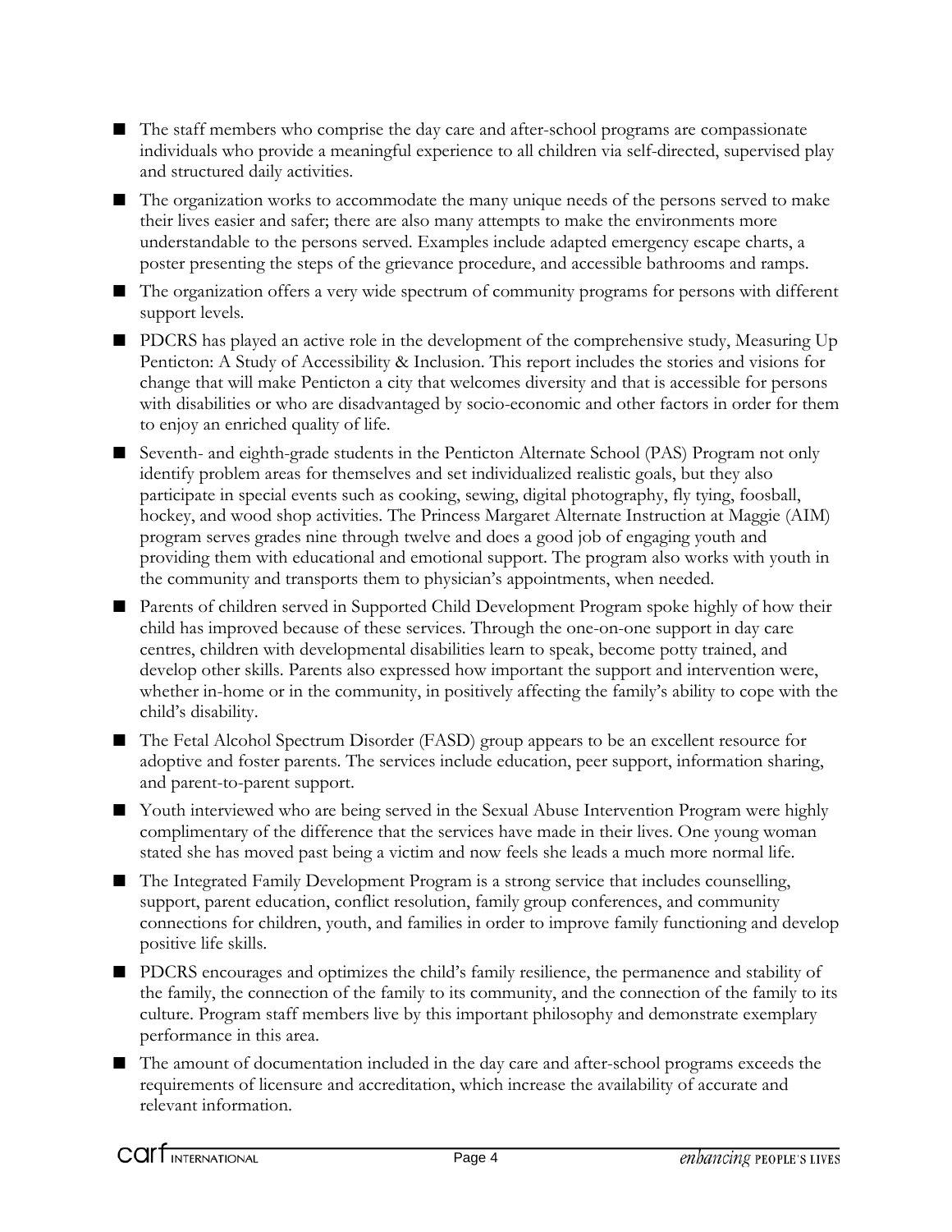- The staff members who comprise the day care and after-school programs are compassionate individuals who provide a meaningful experience to all children via self-directed, supervised play and structured daily activities.
- The organization works to accommodate the many unique needs of the persons served to make their lives easier and safer; there are also many attempts to make the environments more understandable to the persons served. Examples include adapted emergency escape charts, a poster presenting the steps of the grievance procedure, and accessible bathrooms and ramps.
- The organization offers a very wide spectrum of community programs for persons with different support levels.
- PDCRS has played an active role in the development of the comprehensive study, Measuring Up Penticton: A Study of Accessibility & Inclusion. This report includes the stories and visions for change that will make Penticton a city that welcomes diversity and that is accessible for persons with disabilities or who are disadvantaged by socio-economic and other factors in order for them to enjoy an enriched quality of life.
- Seventh- and eighth-grade students in the Penticton Alternate School (PAS) Program not only identify problem areas for themselves and set individualized realistic goals, but they also participate in special events such as cooking, sewing, digital photography, fly tying, foosball, hockey, and wood shop activities. The Princess Margaret Alternate Instruction at Maggie (AIM) program serves grades nine through twelve and does a good job of engaging youth and providing them with educational and emotional support. The program also works with youth in the community and transports them to physician's appointments, when needed.
- Parents of children served in Supported Child Development Program spoke highly of how their child has improved because of these services. Through the one-on-one support in day care centres, children with developmental disabilities learn to speak, become potty trained, and develop other skills. Parents also expressed how important the support and intervention were, whether in-home or in the community, in positively affecting the family's ability to cope with the child's disability.
- The Fetal Alcohol Spectrum Disorder (FASD) group appears to be an excellent resource for adoptive and foster parents. The services include education, peer support, information sharing, and parent-to-parent support.
- Youth interviewed who are being served in the Sexual Abuse Intervention Program were highly complimentary of the difference that the services have made in their lives. One young woman stated she has moved past being a victim and now feels she leads a much more normal life.
- The Integrated Family Development Program is a strong service that includes counselling, support, parent education, conflict resolution, family group conferences, and community connections for children, youth, and families in order to improve family functioning and develop positive life skills.
- PDCRS encourages and optimizes the child's family resilience, the permanence and stability of the family, the connection of the family to its community, and the connection of the family to its culture. Program staff members live by this important philosophy and demonstrate exemplary performance in this area.
- The amount of documentation included in the day care and after-school programs exceeds the requirements of licensure and accreditation, which increase the availability of accurate and relevant information.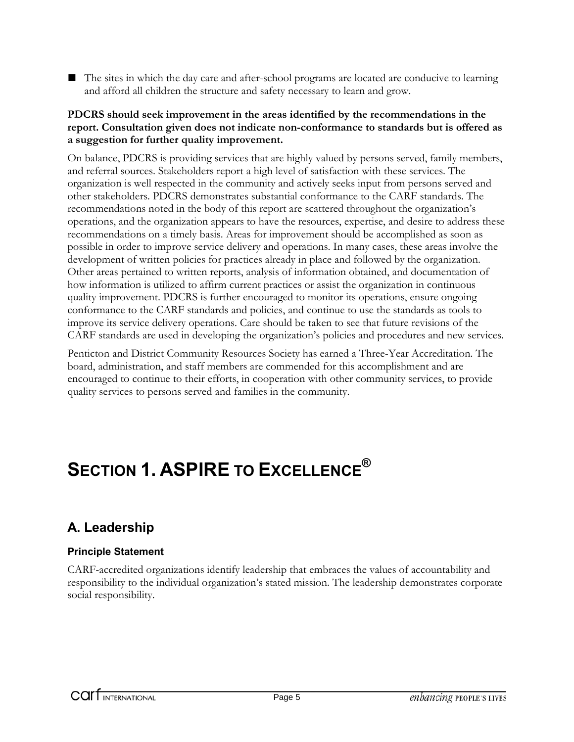- The sites in which the day care and after-school programs are located are conducive to learning and afford all children the structure and safety necessary to learn and grow.

**PDCRS should seek improvement in the areas identified by the recommendations in the report. Consultation given does not indicate non-conformance to standards but is offered as a suggestion for further quality improvement.**

On balance, PDCRS is providing services that are highly valued by persons served, family members, and referral sources. Stakeholders report a high level of satisfaction with these services. The organization is well respected in the community and actively seeks input from persons served and other stakeholders. PDCRS demonstrates substantial conformance to the CARF standards. The recommendations noted in the body of this report are scattered throughout the organization's operations, and the organization appears to have the resources, expertise, and desire to address these recommendations on a timely basis. Areas for improvement should be accomplished as soon as possible in order to improve service delivery and operations. In many cases, these areas involve the development of written policies for practices already in place and followed by the organization. Other areas pertained to written reports, analysis of information obtained, and documentation of how information is utilized to affirm current practices or assist the organization in continuous quality improvement. PDCRS is further encouraged to monitor its operations, ensure ongoing conformance to the CARF standards and policies, and continue to use the standards as tools to improve its service delivery operations. Care should be taken to see that future revisions of the CARF standards are used in developing the organization's policies and procedures and new services.

Penticton and District Community Resources Society has earned a Three-Year Accreditation. The board, administration, and staff members are commended for this accomplishment and are encouraged to continue to their efforts, in cooperation with other community services, to provide quality services to persons served and families in the community.

# SECTION 1. ASPIRE TO EXCELLENCE®

## A. Leadership

### Principle Statement

CARF-accredited organizations identify leadership that embraces the values of accountability and responsibility to the individual organization's stated mission. The leadership demonstrates corporate social responsibility.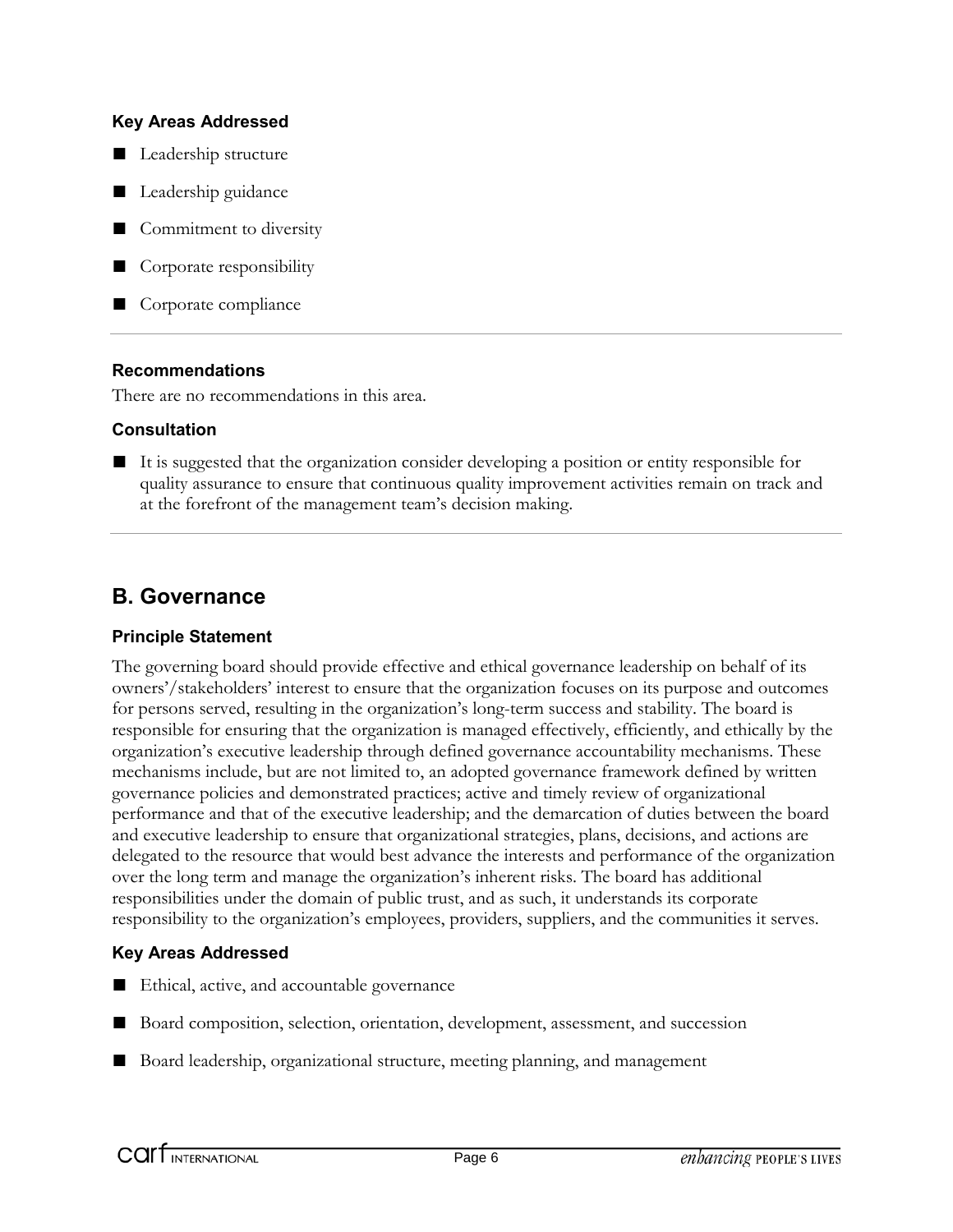### Key Areas Addressed

- Leadership structure
- Leadership guidance
- Commitment to diversity
- Corporate responsibility
- Corporate compliance

---

### Recommendations

There are no recommendations in this area.

### Consultation

- It is suggested that the organization consider developing a position or entity responsible for quality assurance to ensure that continuous quality improvement activities remain on track and at the forefront of the management team's decision making.

---

## B. Governance

### Principle Statement

The governing board should provide effective and ethical governance leadership on behalf of its owners'/stakeholders' interest to ensure that the organization focuses on its purpose and outcomes for persons served, resulting in the organization's long-term success and stability. The board is responsible for ensuring that the organization is managed effectively, efficiently, and ethically by the organization's executive leadership through defined governance accountability mechanisms. These mechanisms include, but are not limited to, an adopted governance framework defined by written governance policies and demonstrated practices; active and timely review of organizational performance and that of the executive leadership; and the demarcation of duties between the board and executive leadership to ensure that organizational strategies, plans, decisions, and actions are delegated to the resource that would best advance the interests and performance of the organization over the long term and manage the organization's inherent risks. The board has additional responsibilities under the domain of public trust, and as such, it understands its corporate responsibility to the organization's employees, providers, suppliers, and the communities it serves.

### Key Areas Addressed

- Ethical, active, and accountable governance
- Board composition, selection, orientation, development, assessment, and succession
- Board leadership, organizational structure, meeting planning, and management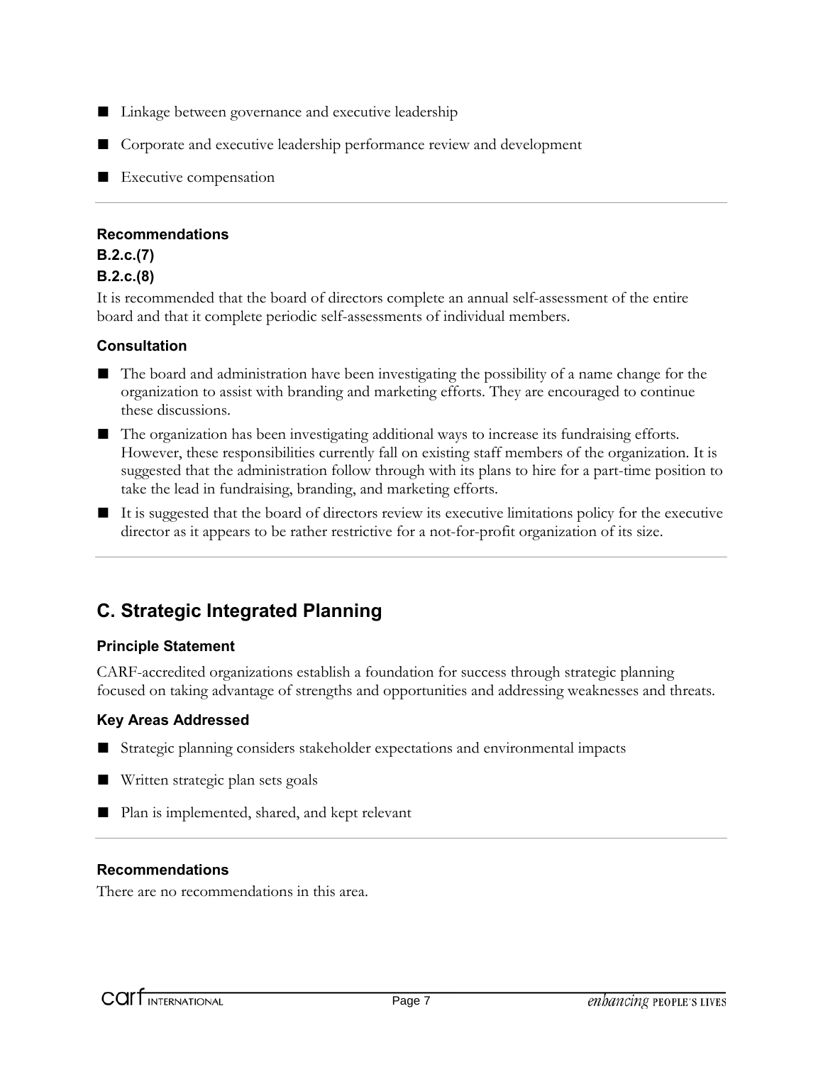- Linkage between governance and executive leadership
- Corporate and executive leadership performance review and development
- Executive compensation

---

#### Recommendations

**B.2.c.(7)**

**B.2.c.(8)**

It is recommended that the board of directors complete an annual self-assessment of the entire board and that it complete periodic self-assessments of individual members.

#### Consultation

- The board and administration have been investigating the possibility of a name change for the organization to assist with branding and marketing efforts. They are encouraged to continue these discussions.
- The organization has been investigating additional ways to increase its fundraising efforts. However, these responsibilities currently fall on existing staff members of the organization. It is suggested that the administration follow through with its plans to hire for a part-time position to take the lead in fundraising, branding, and marketing efforts.
- It is suggested that the board of directors review its executive limitations policy for the executive director as it appears to be rather restrictive for a not-for-profit organization of its size.

---

## C. Strategic Integrated Planning

#### Principle Statement

CARF-accredited organizations establish a foundation for success through strategic planning focused on taking advantage of strengths and opportunities and addressing weaknesses and threats.

#### Key Areas Addressed

- Strategic planning considers stakeholder expectations and environmental impacts
- Written strategic plan sets goals
- Plan is implemented, shared, and kept relevant

---

#### Recommendations

There are no recommendations in this area.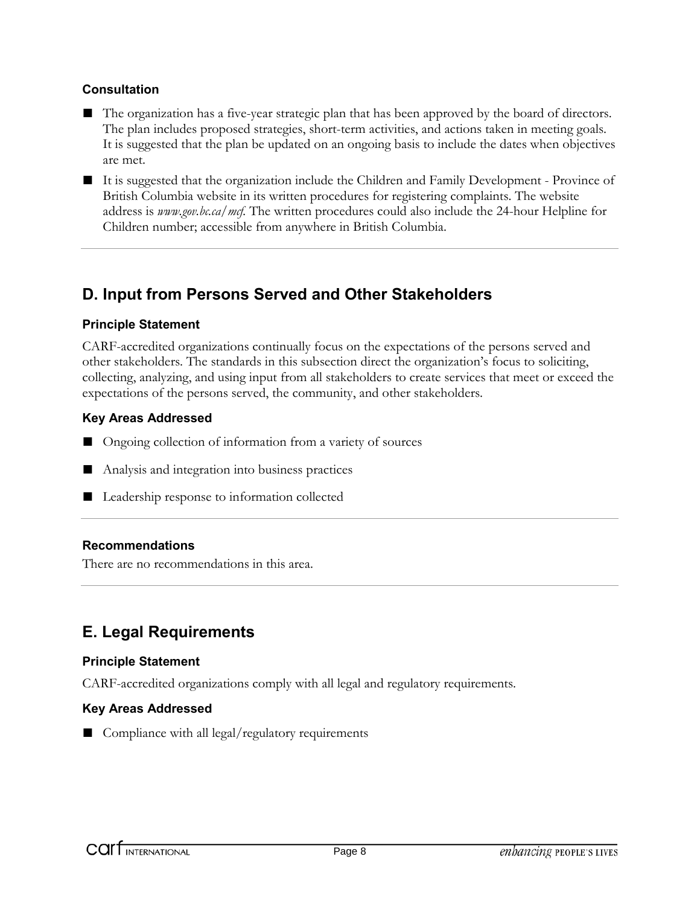#### Consultation

- The organization has a five-year strategic plan that has been approved by the board of directors. The plan includes proposed strategies, short-term activities, and actions taken in meeting goals. It is suggested that the plan be updated on an ongoing basis to include the dates when objectives are met.
- It is suggested that the organization include the Children and Family Development - Province of British Columbia website in its written procedures for registering complaints. The website address is *www.gov.bc.ca/mcf*. The written procedures could also include the 24-hour Helpline for Children number; accessible from anywhere in British Columbia.

---

## D. Input from Persons Served and Other Stakeholders

#### Principle Statement

CARF-accredited organizations continually focus on the expectations of the persons served and other stakeholders. The standards in this subsection direct the organization's focus to soliciting, collecting, analyzing, and using input from all stakeholders to create services that meet or exceed the expectations of the persons served, the community, and other stakeholders.

#### Key Areas Addressed

- Ongoing collection of information from a variety of sources
- Analysis and integration into business practices
- Leadership response to information collected

---

#### Recommendations

There are no recommendations in this area.

---

## E. Legal Requirements

#### Principle Statement

CARF-accredited organizations comply with all legal and regulatory requirements.

#### Key Areas Addressed

- Compliance with all legal/regulatory requirements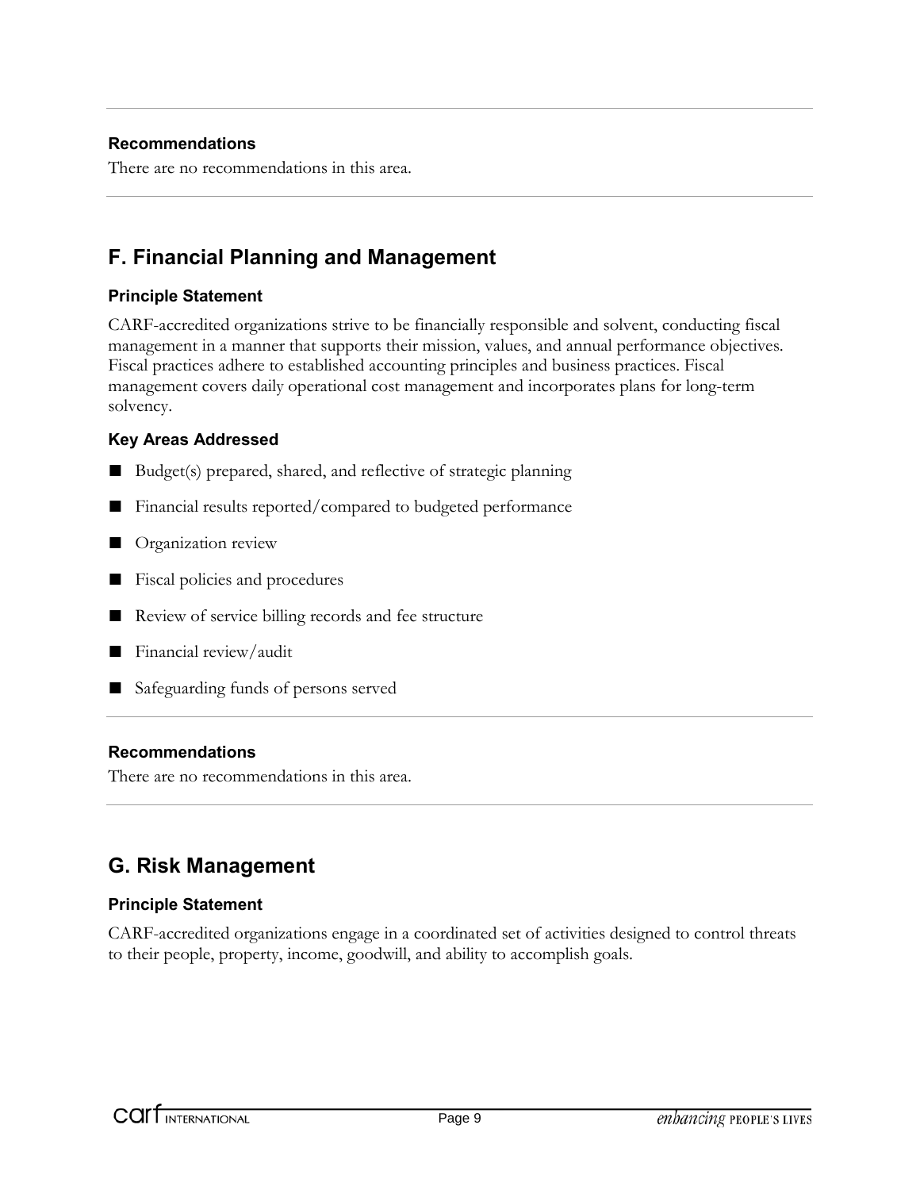### Recommendations

There are no recommendations in this area.

## F. Financial Planning and Management

### Principle Statement

CARF-accredited organizations strive to be financially responsible and solvent, conducting fiscal management in a manner that supports their mission, values, and annual performance objectives. Fiscal practices adhere to established accounting principles and business practices. Fiscal management covers daily operational cost management and incorporates plans for long-term solvency.

### Key Areas Addressed

- Budget(s) prepared, shared, and reflective of strategic planning
- Financial results reported/compared to budgeted performance
- Organization review
- Fiscal policies and procedures
- Review of service billing records and fee structure
- Financial review/audit
- Safeguarding funds of persons served

### Recommendations

There are no recommendations in this area.

## G. Risk Management

### Principle Statement

CARF-accredited organizations engage in a coordinated set of activities designed to control threats to their people, property, income, goodwill, and ability to accomplish goals.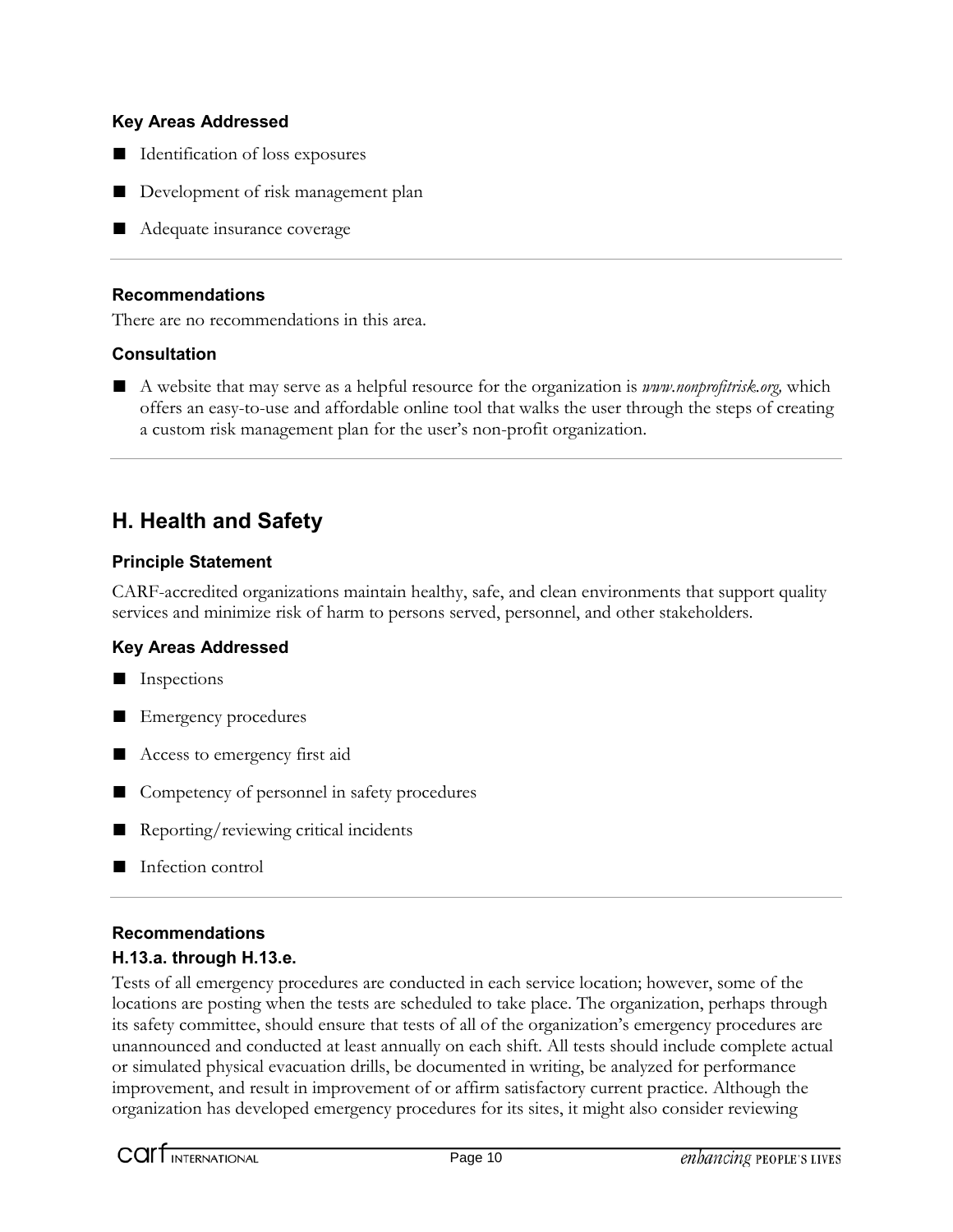#### Key Areas Addressed

- Identification of loss exposures
- Development of risk management plan
- Adequate insurance coverage

---

#### Recommendations

There are no recommendations in this area.

#### Consultation

- A website that may serve as a helpful resource for the organization is *www.nonprofitrisk.org,* which offers an easy-to-use and affordable online tool that walks the user through the steps of creating a custom risk management plan for the user's non-profit organization.

---

## H. Health and Safety

#### Principle Statement

CARF-accredited organizations maintain healthy, safe, and clean environments that support quality services and minimize risk of harm to persons served, personnel, and other stakeholders.

#### Key Areas Addressed

- Inspections
- Emergency procedures
- Access to emergency first aid
- Competency of personnel in safety procedures
- Reporting/reviewing critical incidents
- Infection control

---

#### Recommendations

#### H.13.a. through H.13.e.

Tests of all emergency procedures are conducted in each service location; however, some of the locations are posting when the tests are scheduled to take place. The organization, perhaps through its safety committee, should ensure that tests of all of the organization's emergency procedures are unannounced and conducted at least annually on each shift. All tests should include complete actual or simulated physical evacuation drills, be documented in writing, be analyzed for performance improvement, and result in improvement of or affirm satisfactory current practice. Although the organization has developed emergency procedures for its sites, it might also consider reviewing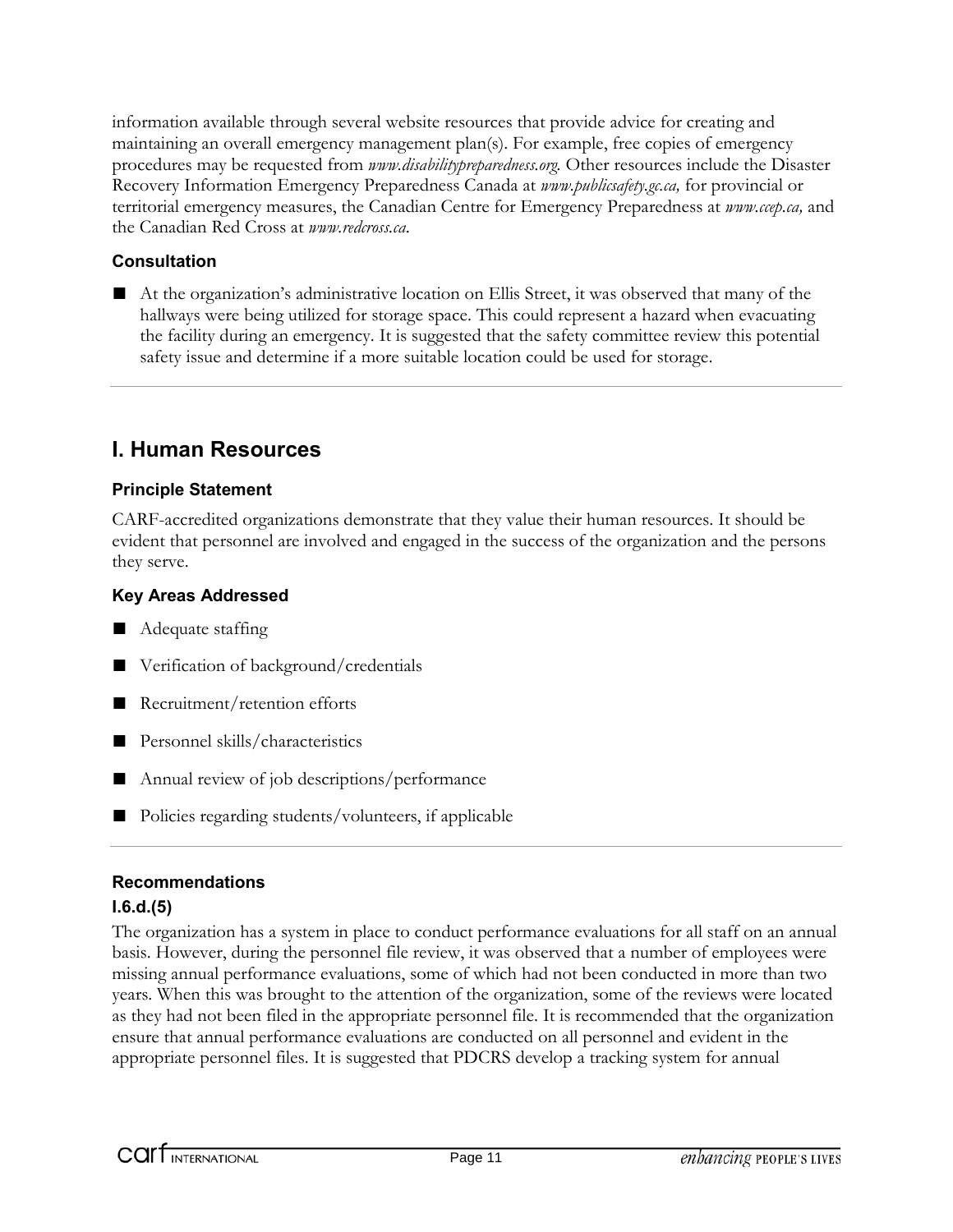information available through several website resources that provide advice for creating and maintaining an overall emergency management plan(s). For example, free copies of emergency procedures may be requested from *www.disabilitypreparedness.org.* Other resources include the Disaster Recovery Information Emergency Preparedness Canada at *www.publicsafety.gc.ca,* for provincial or territorial emergency measures, the Canadian Centre for Emergency Preparedness at *www.ccep.ca,* and the Canadian Red Cross at *www.redcross.ca*.

### Consultation

- At the organization's administrative location on Ellis Street, it was observed that many of the hallways were being utilized for storage space. This could represent a hazard when evacuating the facility during an emergency. It is suggested that the safety committee review this potential safety issue and determine if a more suitable location could be used for storage.

---

## I. Human Resources

### Principle Statement

CARF-accredited organizations demonstrate that they value their human resources. It should be evident that personnel are involved and engaged in the success of the organization and the persons they serve.

### Key Areas Addressed

- Adequate staffing
- Verification of background/credentials
- Recruitment/retention efforts
- Personnel skills/characteristics
- Annual review of job descriptions/performance
- Policies regarding students/volunteers, if applicable

---

### Recommendations

**I.6.d.(5)**

The organization has a system in place to conduct performance evaluations for all staff on an annual basis. However, during the personnel file review, it was observed that a number of employees were missing annual performance evaluations, some of which had not been conducted in more than two years. When this was brought to the attention of the organization, some of the reviews were located as they had not been filed in the appropriate personnel file. It is recommended that the organization ensure that annual performance evaluations are conducted on all personnel and evident in the appropriate personnel files. It is suggested that PDCRS develop a tracking system for annual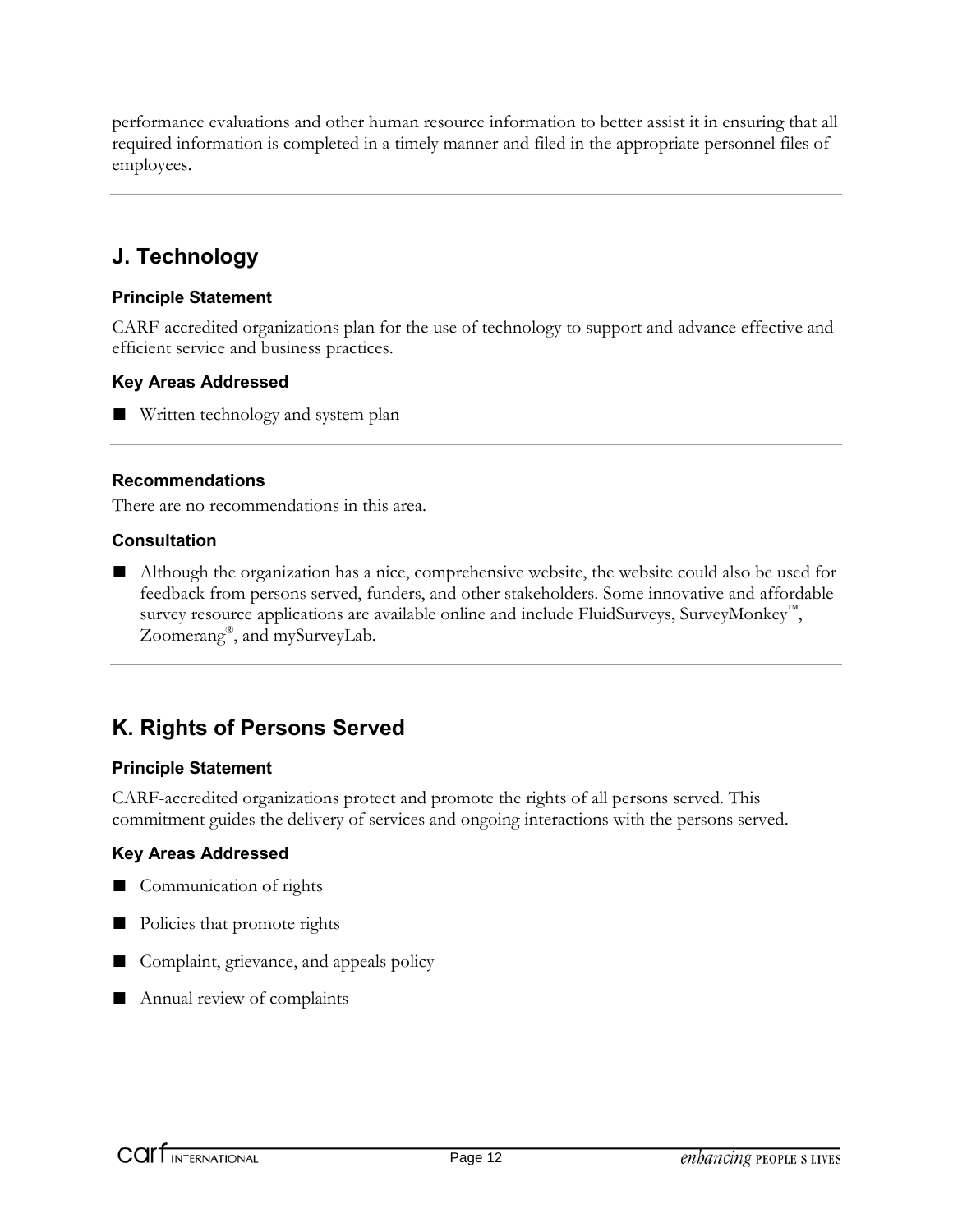performance evaluations and other human resource information to better assist it in ensuring that all required information is completed in a timely manner and filed in the appropriate personnel files of employees.

---

## J. Technology

### Principle Statement

CARF-accredited organizations plan for the use of technology to support and advance effective and efficient service and business practices.

### Key Areas Addressed

- Written technology and system plan

---

### Recommendations

There are no recommendations in this area.

### Consultation

- Although the organization has a nice, comprehensive website, the website could also be used for feedback from persons served, funders, and other stakeholders. Some innovative and affordable survey resource applications are available online and include FluidSurveys, SurveyMonkey™, Zoomerang®, and mySurveyLab.

---

## K. Rights of Persons Served

### Principle Statement

CARF-accredited organizations protect and promote the rights of all persons served. This commitment guides the delivery of services and ongoing interactions with the persons served.

### Key Areas Addressed

- Communication of rights
- Policies that promote rights
- Complaint, grievance, and appeals policy
- Annual review of complaints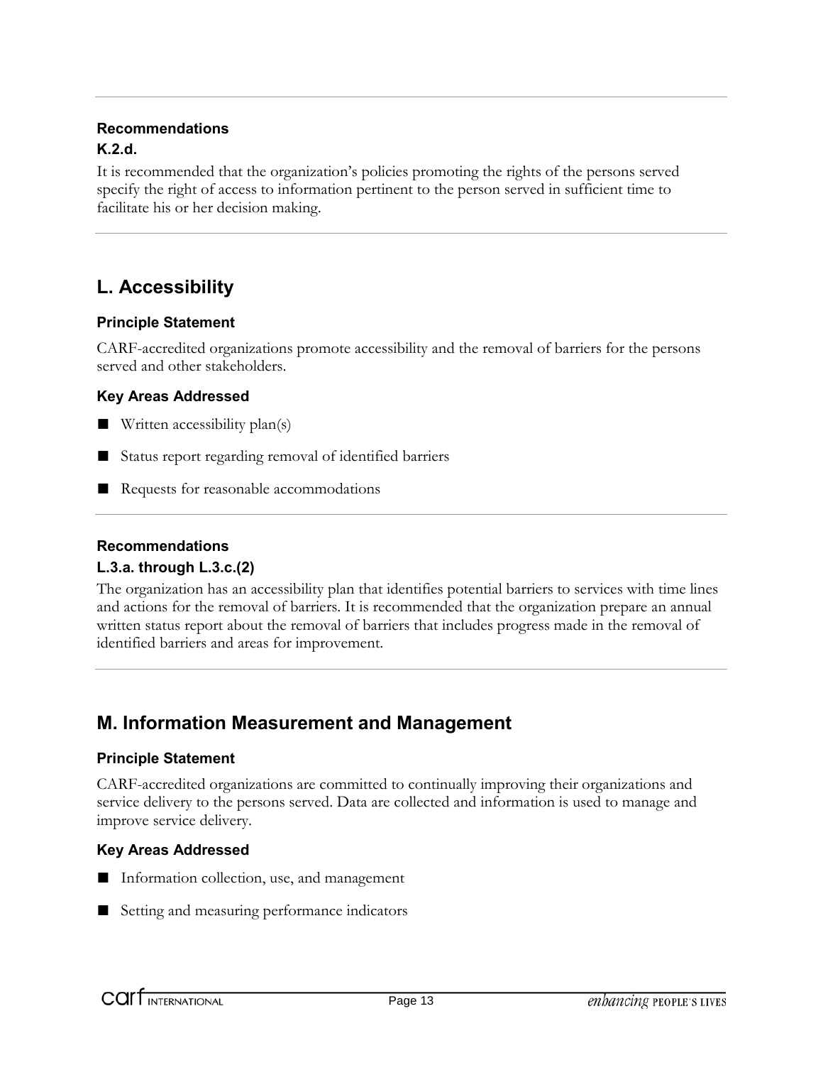### Recommendations

**K.2.d.**

It is recommended that the organization's policies promoting the rights of the persons served specify the right of access to information pertinent to the person served in sufficient time to facilitate his or her decision making.

## L. Accessibility

### Principle Statement

CARF-accredited organizations promote accessibility and the removal of barriers for the persons served and other stakeholders.

### Key Areas Addressed

- Written accessibility plan(s)
- Status report regarding removal of identified barriers
- Requests for reasonable accommodations

### Recommendations

**L.3.a. through L.3.c.(2)**

The organization has an accessibility plan that identifies potential barriers to services with time lines and actions for the removal of barriers. It is recommended that the organization prepare an annual written status report about the removal of barriers that includes progress made in the removal of identified barriers and areas for improvement.

## M. Information Measurement and Management

### Principle Statement

CARF-accredited organizations are committed to continually improving their organizations and service delivery to the persons served. Data are collected and information is used to manage and improve service delivery.

### Key Areas Addressed

- Information collection, use, and management
- Setting and measuring performance indicators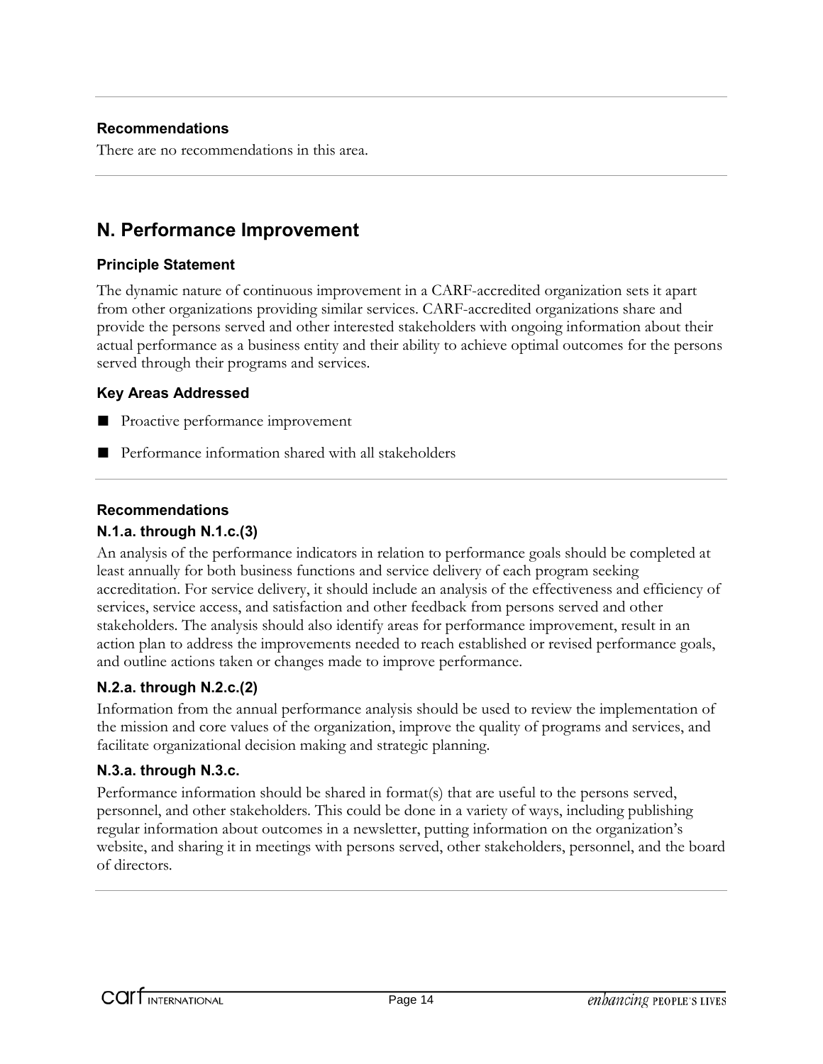### Recommendations

There are no recommendations in this area.

## N. Performance Improvement

### Principle Statement

The dynamic nature of continuous improvement in a CARF-accredited organization sets it apart from other organizations providing similar services. CARF-accredited organizations share and provide the persons served and other interested stakeholders with ongoing information about their actual performance as a business entity and their ability to achieve optimal outcomes for the persons served through their programs and services.

### Key Areas Addressed

- Proactive performance improvement
- Performance information shared with all stakeholders

### Recommendations

#### N.1.a. through N.1.c.(3)

An analysis of the performance indicators in relation to performance goals should be completed at least annually for both business functions and service delivery of each program seeking accreditation. For service delivery, it should include an analysis of the effectiveness and efficiency of services, service access, and satisfaction and other feedback from persons served and other stakeholders. The analysis should also identify areas for performance improvement, result in an action plan to address the improvements needed to reach established or revised performance goals, and outline actions taken or changes made to improve performance.

#### N.2.a. through N.2.c.(2)

Information from the annual performance analysis should be used to review the implementation of the mission and core values of the organization, improve the quality of programs and services, and facilitate organizational decision making and strategic planning.

#### N.3.a. through N.3.c.

Performance information should be shared in format(s) that are useful to the persons served, personnel, and other stakeholders. This could be done in a variety of ways, including publishing regular information about outcomes in a newsletter, putting information on the organization's website, and sharing it in meetings with persons served, other stakeholders, personnel, and the board of directors.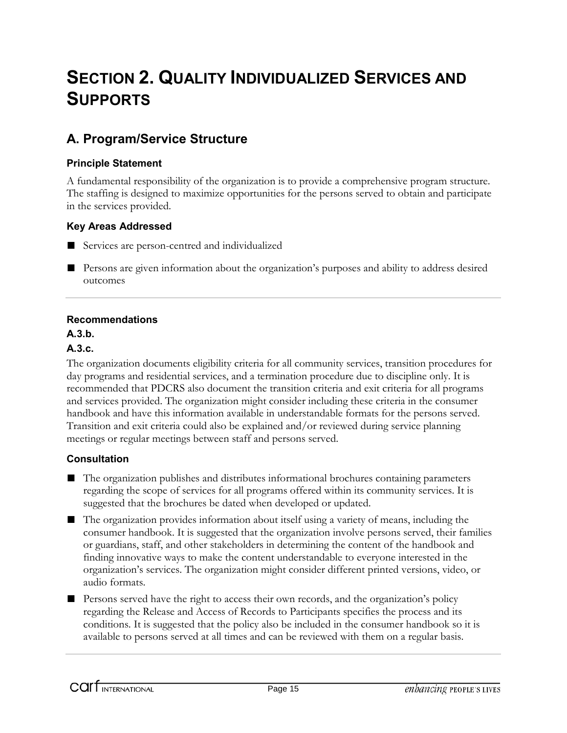# SECTION 2. QUALITY INDIVIDUALIZED SERVICES AND SUPPORTS

## A. Program/Service Structure

### Principle Statement

A fundamental responsibility of the organization is to provide a comprehensive program structure. The staffing is designed to maximize opportunities for the persons served to obtain and participate in the services provided.

### Key Areas Addressed

- Services are person-centred and individualized
- Persons are given information about the organization's purposes and ability to address desired outcomes

---

### Recommendations

**A.3.b.**

**A.3.c.**

The organization documents eligibility criteria for all community services, transition procedures for day programs and residential services, and a termination procedure due to discipline only. It is recommended that PDCRS also document the transition criteria and exit criteria for all programs and services provided. The organization might consider including these criteria in the consumer handbook and have this information available in understandable formats for the persons served. Transition and exit criteria could also be explained and/or reviewed during service planning meetings or regular meetings between staff and persons served.

### Consultation

- The organization publishes and distributes informational brochures containing parameters regarding the scope of services for all programs offered within its community services. It is suggested that the brochures be dated when developed or updated.
- The organization provides information about itself using a variety of means, including the consumer handbook. It is suggested that the organization involve persons served, their families or guardians, staff, and other stakeholders in determining the content of the handbook and finding innovative ways to make the content understandable to everyone interested in the organization's services. The organization might consider different printed versions, video, or audio formats.
- Persons served have the right to access their own records, and the organization's policy regarding the Release and Access of Records to Participants specifies the process and its conditions. It is suggested that the policy also be included in the consumer handbook so it is available to persons served at all times and can be reviewed with them on a regular basis.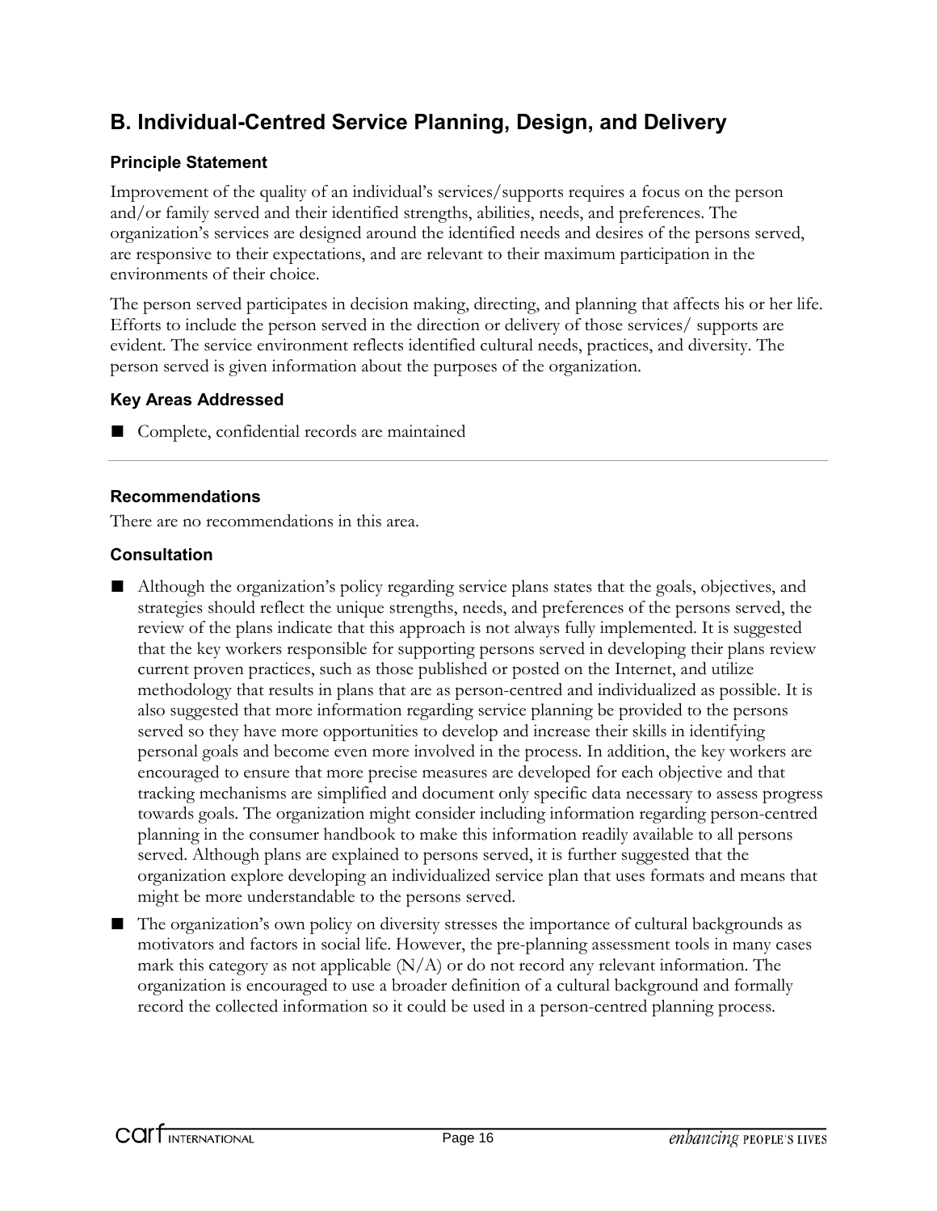## B. Individual-Centred Service Planning, Design, and Delivery

### Principle Statement

Improvement of the quality of an individual's services/supports requires a focus on the person and/or family served and their identified strengths, abilities, needs, and preferences. The organization's services are designed around the identified needs and desires of the persons served, are responsive to their expectations, and are relevant to their maximum participation in the environments of their choice.

The person served participates in decision making, directing, and planning that affects his or her life. Efforts to include the person served in the direction or delivery of those services/ supports are evident. The service environment reflects identified cultural needs, practices, and diversity. The person served is given information about the purposes of the organization.

### Key Areas Addressed

- Complete, confidential records are maintained

---

### Recommendations

There are no recommendations in this area.

### Consultation

- Although the organization's policy regarding service plans states that the goals, objectives, and strategies should reflect the unique strengths, needs, and preferences of the persons served, the review of the plans indicate that this approach is not always fully implemented. It is suggested that the key workers responsible for supporting persons served in developing their plans review current proven practices, such as those published or posted on the Internet, and utilize methodology that results in plans that are as person-centred and individualized as possible. It is also suggested that more information regarding service planning be provided to the persons served so they have more opportunities to develop and increase their skills in identifying personal goals and become even more involved in the process. In addition, the key workers are encouraged to ensure that more precise measures are developed for each objective and that tracking mechanisms are simplified and document only specific data necessary to assess progress towards goals. The organization might consider including information regarding person-centred planning in the consumer handbook to make this information readily available to all persons served. Although plans are explained to persons served, it is further suggested that the organization explore developing an individualized service plan that uses formats and means that might be more understandable to the persons served.
- The organization's own policy on diversity stresses the importance of cultural backgrounds as motivators and factors in social life. However, the pre-planning assessment tools in many cases mark this category as not applicable (N/A) or do not record any relevant information. The organization is encouraged to use a broader definition of a cultural background and formally record the collected information so it could be used in a person-centred planning process.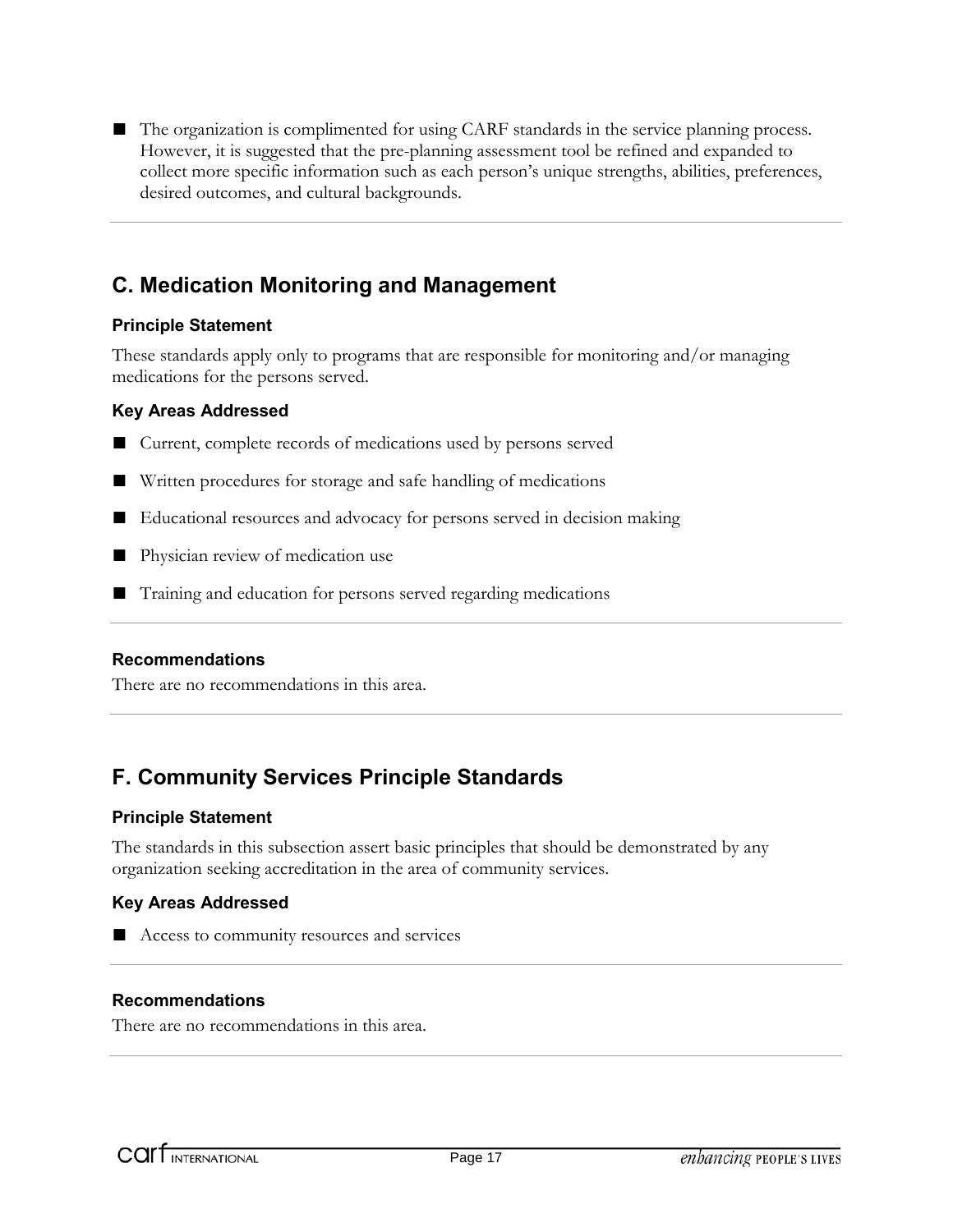- The organization is complimented for using CARF standards in the service planning process. However, it is suggested that the pre-planning assessment tool be refined and expanded to collect more specific information such as each person's unique strengths, abilities, preferences, desired outcomes, and cultural backgrounds.

---

## C. Medication Monitoring and Management

### Principle Statement

These standards apply only to programs that are responsible for monitoring and/or managing medications for the persons served.

### Key Areas Addressed

- Current, complete records of medications used by persons served
- Written procedures for storage and safe handling of medications
- Educational resources and advocacy for persons served in decision making
- Physician review of medication use
- Training and education for persons served regarding medications

---

### Recommendations

There are no recommendations in this area.

---

## F. Community Services Principle Standards

### Principle Statement

The standards in this subsection assert basic principles that should be demonstrated by any organization seeking accreditation in the area of community services.

### Key Areas Addressed

- Access to community resources and services

---

### Recommendations

There are no recommendations in this area.

---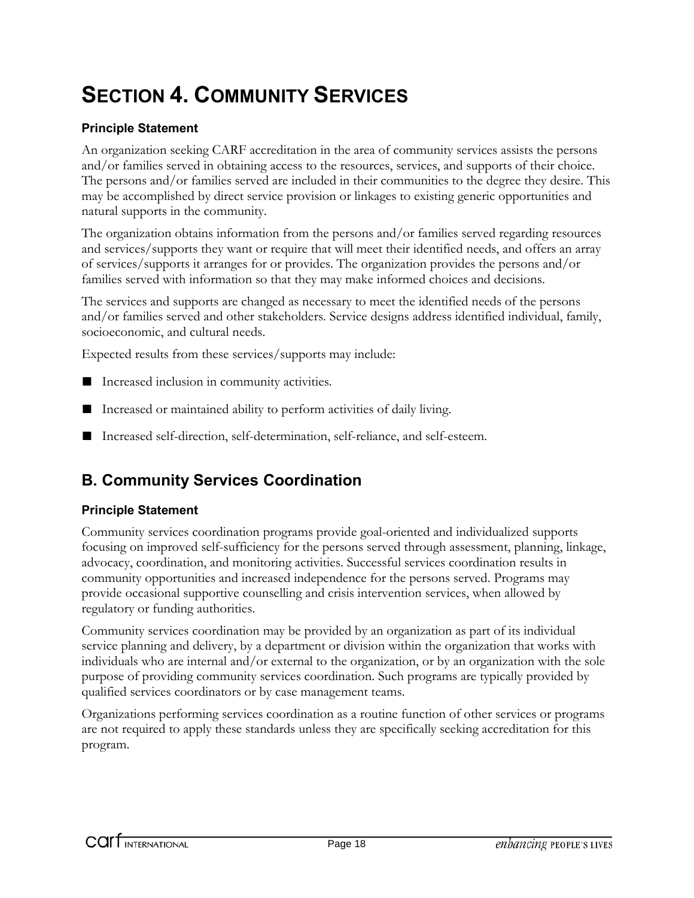# SECTION 4. COMMUNITY SERVICES

### Principle Statement

An organization seeking CARF accreditation in the area of community services assists the persons and/or families served in obtaining access to the resources, services, and supports of their choice. The persons and/or families served are included in their communities to the degree they desire. This may be accomplished by direct service provision or linkages to existing generic opportunities and natural supports in the community.

The organization obtains information from the persons and/or families served regarding resources and services/supports they want or require that will meet their identified needs, and offers an array of services/supports it arranges for or provides. The organization provides the persons and/or families served with information so that they may make informed choices and decisions.

The services and supports are changed as necessary to meet the identified needs of the persons and/or families served and other stakeholders. Service designs address identified individual, family, socioeconomic, and cultural needs.

Expected results from these services/supports may include:

- Increased inclusion in community activities.
- Increased or maintained ability to perform activities of daily living.
- Increased self-direction, self-determination, self-reliance, and self-esteem.

## B. Community Services Coordination

### Principle Statement

Community services coordination programs provide goal-oriented and individualized supports focusing on improved self-sufficiency for the persons served through assessment, planning, linkage, advocacy, coordination, and monitoring activities. Successful services coordination results in community opportunities and increased independence for the persons served. Programs may provide occasional supportive counselling and crisis intervention services, when allowed by regulatory or funding authorities.

Community services coordination may be provided by an organization as part of its individual service planning and delivery, by a department or division within the organization that works with individuals who are internal and/or external to the organization, or by an organization with the sole purpose of providing community services coordination. Such programs are typically provided by qualified services coordinators or by case management teams.

Organizations performing services coordination as a routine function of other services or programs are not required to apply these standards unless they are specifically seeking accreditation for this program.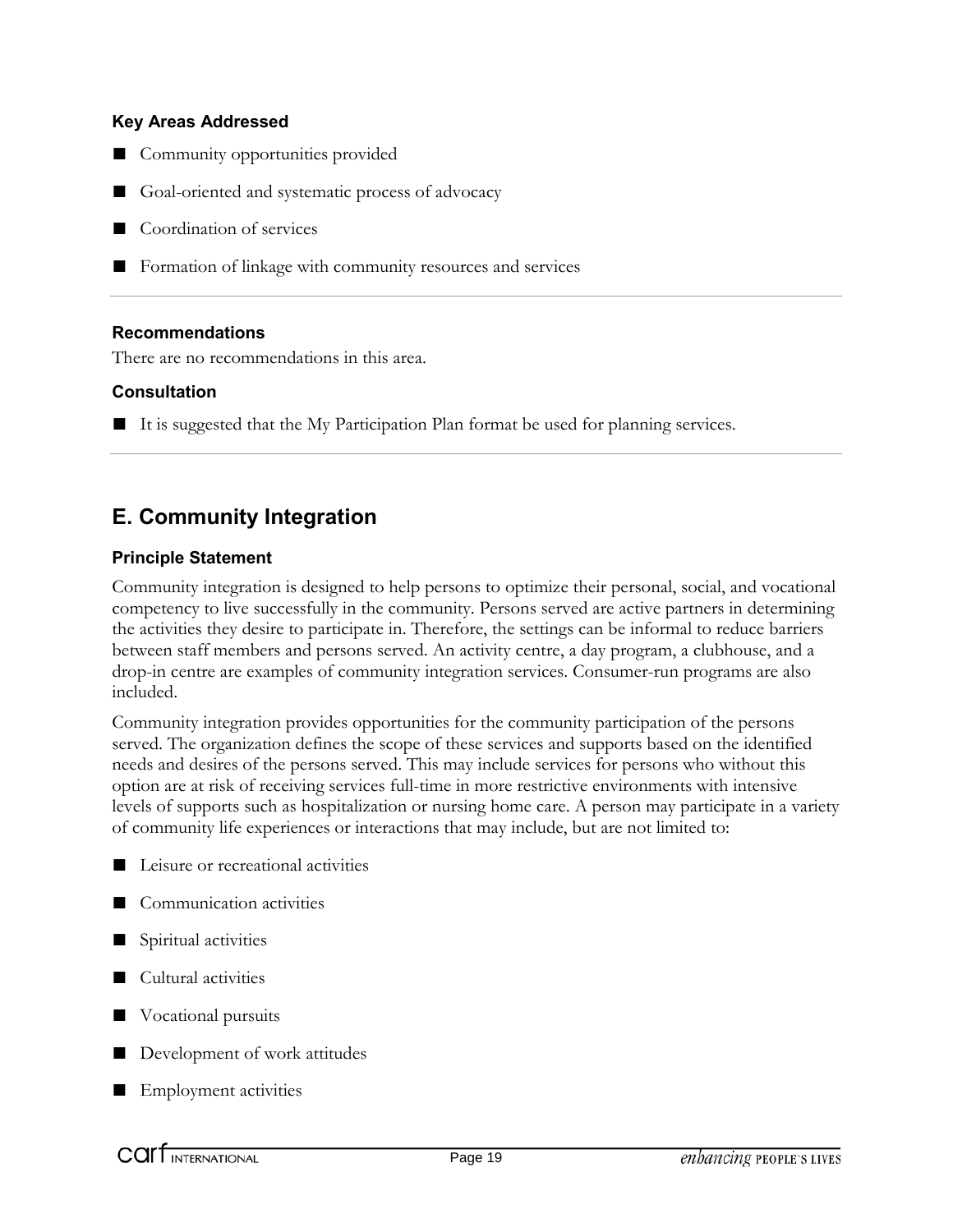#### Key Areas Addressed

- Community opportunities provided
- Goal-oriented and systematic process of advocacy
- Coordination of services
- Formation of linkage with community resources and services

---

#### Recommendations

There are no recommendations in this area.

#### Consultation

- It is suggested that the My Participation Plan format be used for planning services.

---

## E. Community Integration

#### Principle Statement

Community integration is designed to help persons to optimize their personal, social, and vocational competency to live successfully in the community. Persons served are active partners in determining the activities they desire to participate in. Therefore, the settings can be informal to reduce barriers between staff members and persons served. An activity centre, a day program, a clubhouse, and a drop-in centre are examples of community integration services. Consumer-run programs are also included.

Community integration provides opportunities for the community participation of the persons served. The organization defines the scope of these services and supports based on the identified needs and desires of the persons served. This may include services for persons who without this option are at risk of receiving services full-time in more restrictive environments with intensive levels of supports such as hospitalization or nursing home care. A person may participate in a variety of community life experiences or interactions that may include, but are not limited to:

- Leisure or recreational activities
- Communication activities
- Spiritual activities
- Cultural activities
- Vocational pursuits
- Development of work attitudes
- Employment activities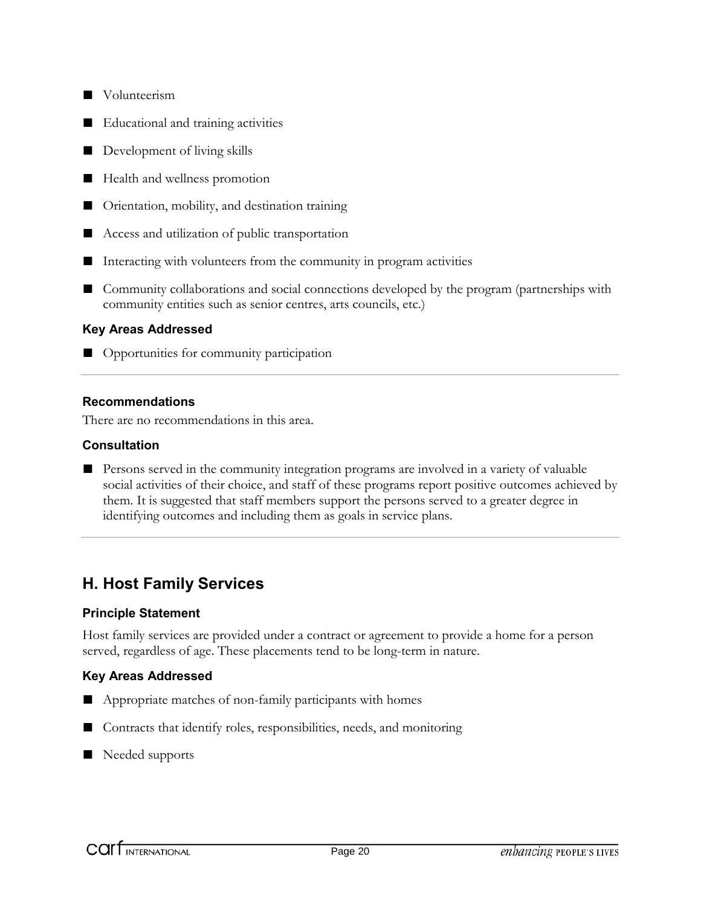- Volunteerism
- Educational and training activities
- Development of living skills
- Health and wellness promotion
- Orientation, mobility, and destination training
- Access and utilization of public transportation
- Interacting with volunteers from the community in program activities
- Community collaborations and social connections developed by the program (partnerships with community entities such as senior centres, arts councils, etc.)

### Key Areas Addressed

- Opportunities for community participation

---

### Recommendations

There are no recommendations in this area.

### Consultation

- Persons served in the community integration programs are involved in a variety of valuable social activities of their choice, and staff of these programs report positive outcomes achieved by them. It is suggested that staff members support the persons served to a greater degree in identifying outcomes and including them as goals in service plans.

---

## H. Host Family Services

### Principle Statement

Host family services are provided under a contract or agreement to provide a home for a person served, regardless of age. These placements tend to be long-term in nature.

### Key Areas Addressed

- Appropriate matches of non-family participants with homes
- Contracts that identify roles, responsibilities, needs, and monitoring
- Needed supports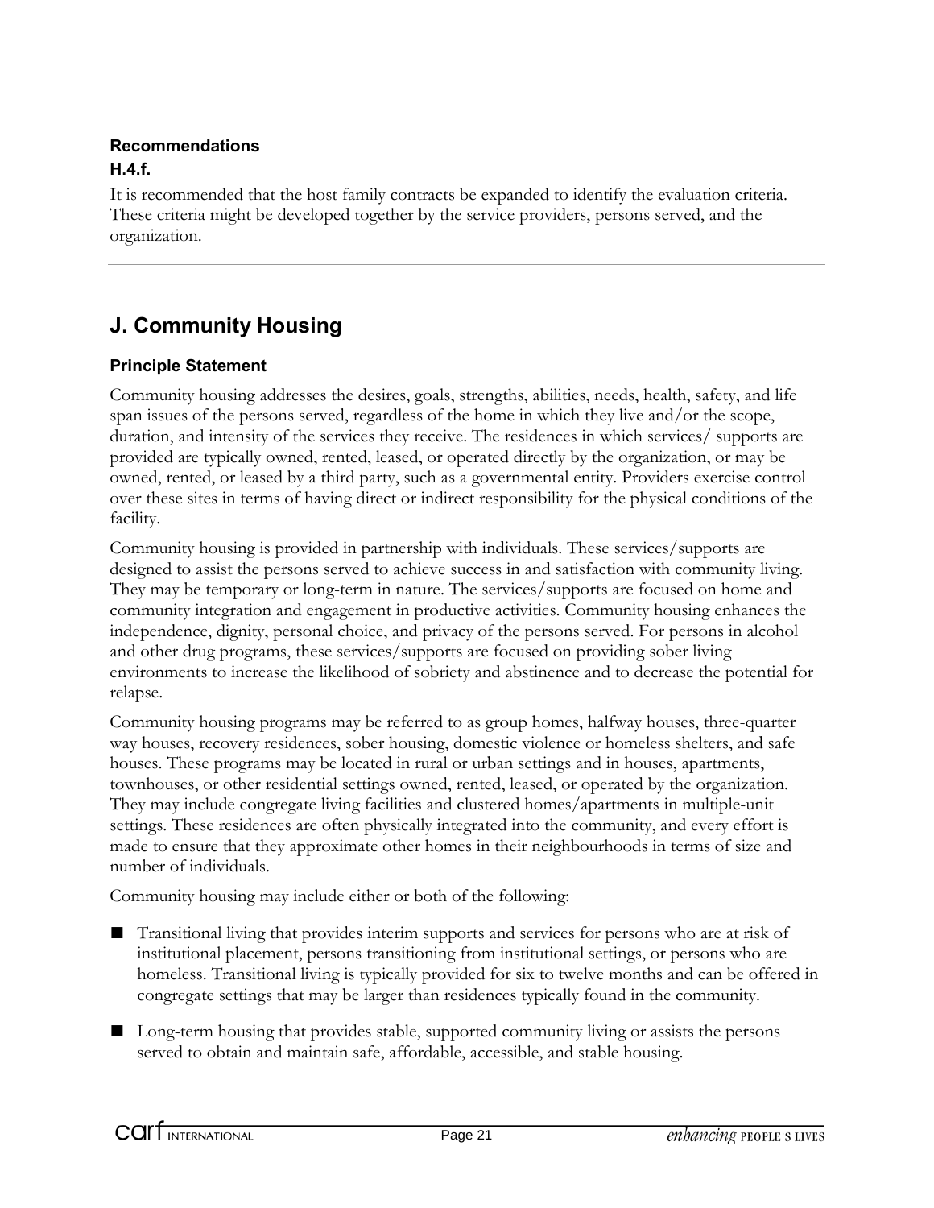**Recommendations**

**H.4.f.**

It is recommended that the host family contracts be expanded to identify the evaluation criteria. These criteria might be developed together by the service providers, persons served, and the organization.

## J. Community Housing

### Principle Statement

Community housing addresses the desires, goals, strengths, abilities, needs, health, safety, and life span issues of the persons served, regardless of the home in which they live and/or the scope, duration, and intensity of the services they receive. The residences in which services/ supports are provided are typically owned, rented, leased, or operated directly by the organization, or may be owned, rented, or leased by a third party, such as a governmental entity. Providers exercise control over these sites in terms of having direct or indirect responsibility for the physical conditions of the facility.

Community housing is provided in partnership with individuals. These services/supports are designed to assist the persons served to achieve success in and satisfaction with community living. They may be temporary or long-term in nature. The services/supports are focused on home and community integration and engagement in productive activities. Community housing enhances the independence, dignity, personal choice, and privacy of the persons served. For persons in alcohol and other drug programs, these services/supports are focused on providing sober living environments to increase the likelihood of sobriety and abstinence and to decrease the potential for relapse.

Community housing programs may be referred to as group homes, halfway houses, three-quarter way houses, recovery residences, sober housing, domestic violence or homeless shelters, and safe houses. These programs may be located in rural or urban settings and in houses, apartments, townhouses, or other residential settings owned, rented, leased, or operated by the organization. They may include congregate living facilities and clustered homes/apartments in multiple-unit settings. These residences are often physically integrated into the community, and every effort is made to ensure that they approximate other homes in their neighbourhoods in terms of size and number of individuals.

Community housing may include either or both of the following:

- Transitional living that provides interim supports and services for persons who are at risk of institutional placement, persons transitioning from institutional settings, or persons who are homeless. Transitional living is typically provided for six to twelve months and can be offered in congregate settings that may be larger than residences typically found in the community.
- Long-term housing that provides stable, supported community living or assists the persons served to obtain and maintain safe, affordable, accessible, and stable housing.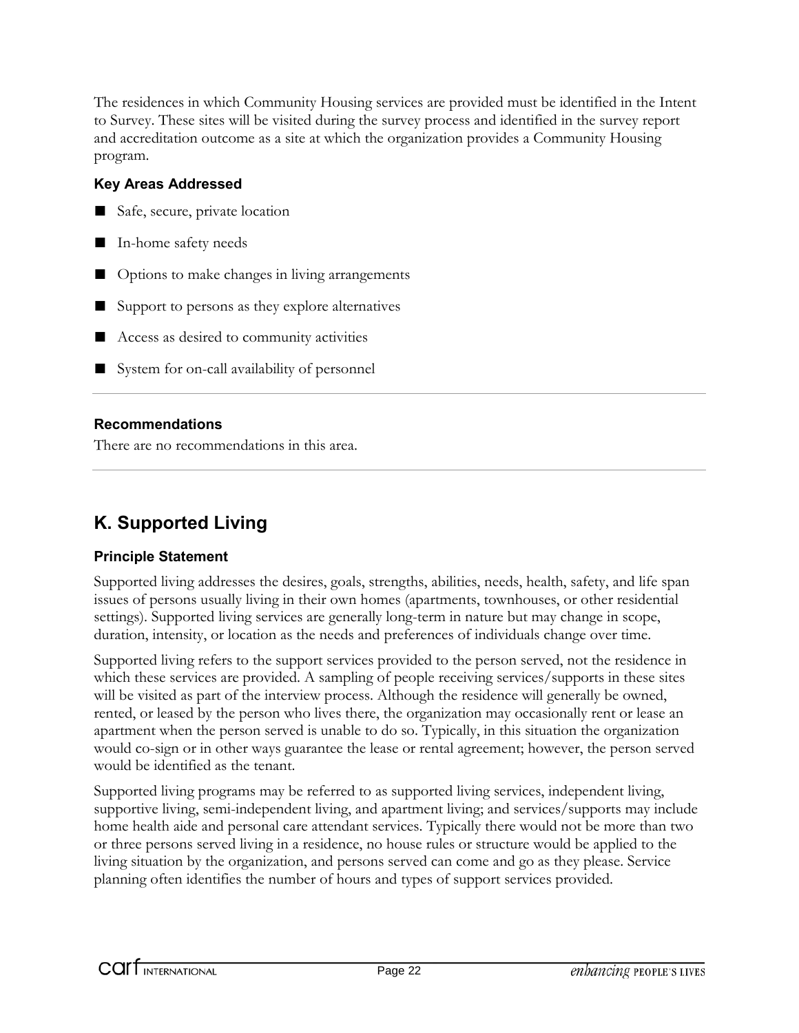The residences in which Community Housing services are provided must be identified in the Intent to Survey. These sites will be visited during the survey process and identified in the survey report and accreditation outcome as a site at which the organization provides a Community Housing program.

### Key Areas Addressed

- Safe, secure, private location
- In-home safety needs
- Options to make changes in living arrangements
- Support to persons as they explore alternatives
- Access as desired to community activities
- System for on-call availability of personnel

### Recommendations

There are no recommendations in this area.

## K. Supported Living

### Principle Statement

Supported living addresses the desires, goals, strengths, abilities, needs, health, safety, and life span issues of persons usually living in their own homes (apartments, townhouses, or other residential settings). Supported living services are generally long-term in nature but may change in scope, duration, intensity, or location as the needs and preferences of individuals change over time.

Supported living refers to the support services provided to the person served, not the residence in which these services are provided. A sampling of people receiving services/supports in these sites will be visited as part of the interview process. Although the residence will generally be owned, rented, or leased by the person who lives there, the organization may occasionally rent or lease an apartment when the person served is unable to do so. Typically, in this situation the organization would co-sign or in other ways guarantee the lease or rental agreement; however, the person served would be identified as the tenant.

Supported living programs may be referred to as supported living services, independent living, supportive living, semi-independent living, and apartment living; and services/supports may include home health aide and personal care attendant services. Typically there would not be more than two or three persons served living in a residence, no house rules or structure would be applied to the living situation by the organization, and persons served can come and go as they please. Service planning often identifies the number of hours and types of support services provided.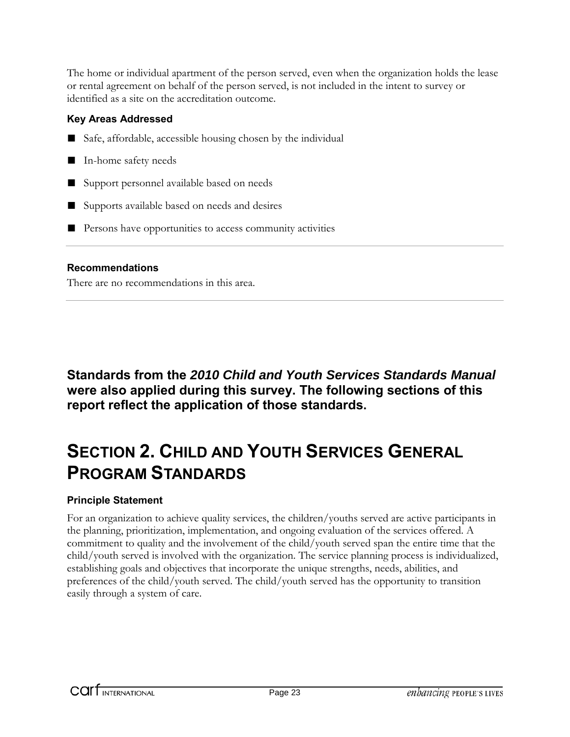The home or individual apartment of the person served, even when the organization holds the lease or rental agreement on behalf of the person served, is not included in the intent to survey or identified as a site on the accreditation outcome.

### Key Areas Addressed

- Safe, affordable, accessible housing chosen by the individual
- In-home safety needs
- Support personnel available based on needs
- Supports available based on needs and desires
- Persons have opportunities to access community activities

---

### Recommendations

There are no recommendations in this area.

---

**Standards from the *2010 Child and Youth Services Standards Manual* were also applied during this survey. The following sections of this report reflect the application of those standards.**

# SECTION 2. CHILD AND YOUTH SERVICES GENERAL PROGRAM STANDARDS

### Principle Statement

For an organization to achieve quality services, the children/youths served are active participants in the planning, prioritization, implementation, and ongoing evaluation of the services offered. A commitment to quality and the involvement of the child/youth served span the entire time that the child/youth served is involved with the organization. The service planning process is individualized, establishing goals and objectives that incorporate the unique strengths, needs, abilities, and preferences of the child/youth served. The child/youth served has the opportunity to transition easily through a system of care.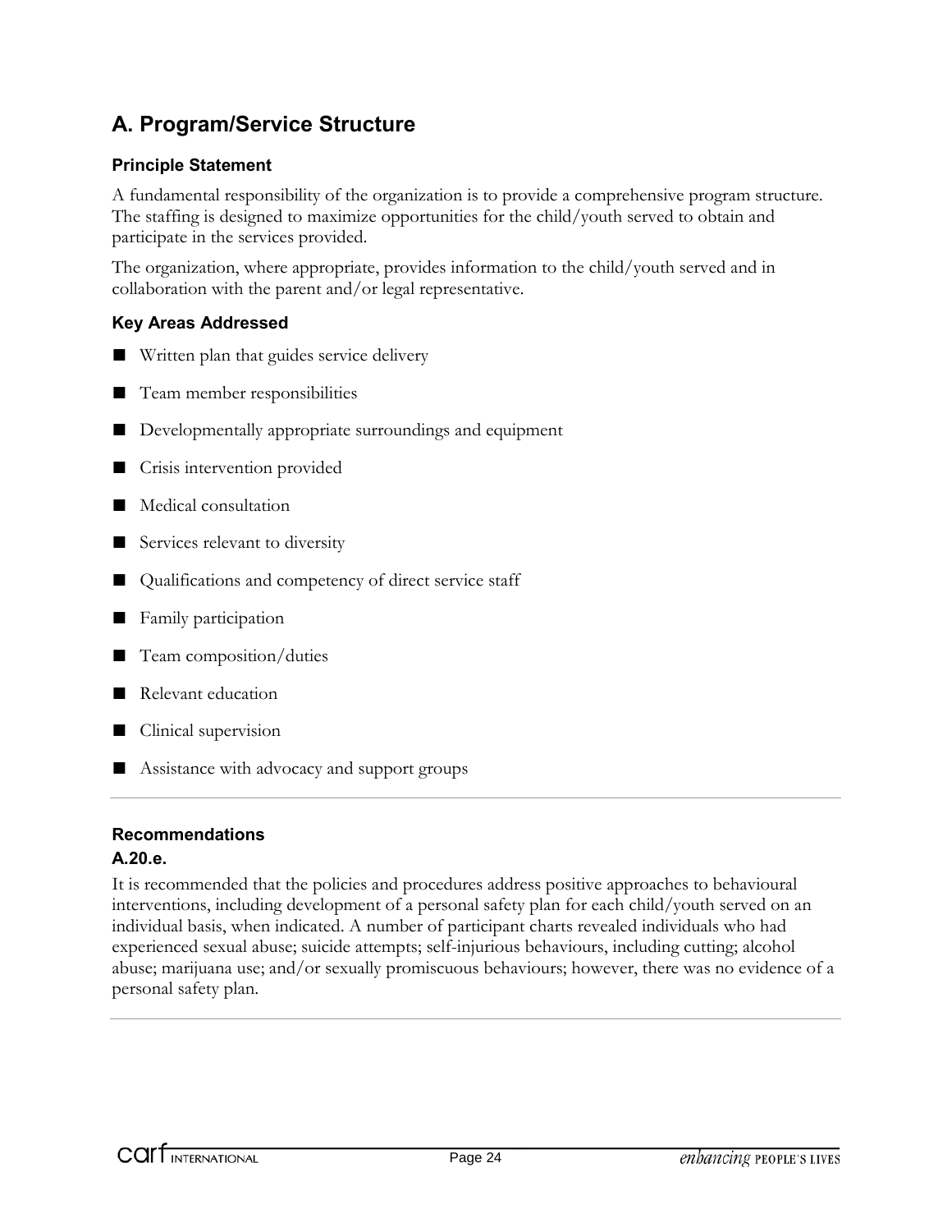## A. Program/Service Structure

### Principle Statement

A fundamental responsibility of the organization is to provide a comprehensive program structure. The staffing is designed to maximize opportunities for the child/youth served to obtain and participate in the services provided.

The organization, where appropriate, provides information to the child/youth served and in collaboration with the parent and/or legal representative.

### Key Areas Addressed

- Written plan that guides service delivery
- Team member responsibilities
- Developmentally appropriate surroundings and equipment
- Crisis intervention provided
- Medical consultation
- Services relevant to diversity
- Qualifications and competency of direct service staff
- Family participation
- Team composition/duties
- Relevant education
- Clinical supervision
- Assistance with advocacy and support groups

---

### Recommendations

**A.20.e.**

It is recommended that the policies and procedures address positive approaches to behavioural interventions, including development of a personal safety plan for each child/youth served on an individual basis, when indicated. A number of participant charts revealed individuals who had experienced sexual abuse; suicide attempts; self-injurious behaviours, including cutting; alcohol abuse; marijuana use; and/or sexually promiscuous behaviours; however, there was no evidence of a personal safety plan.

---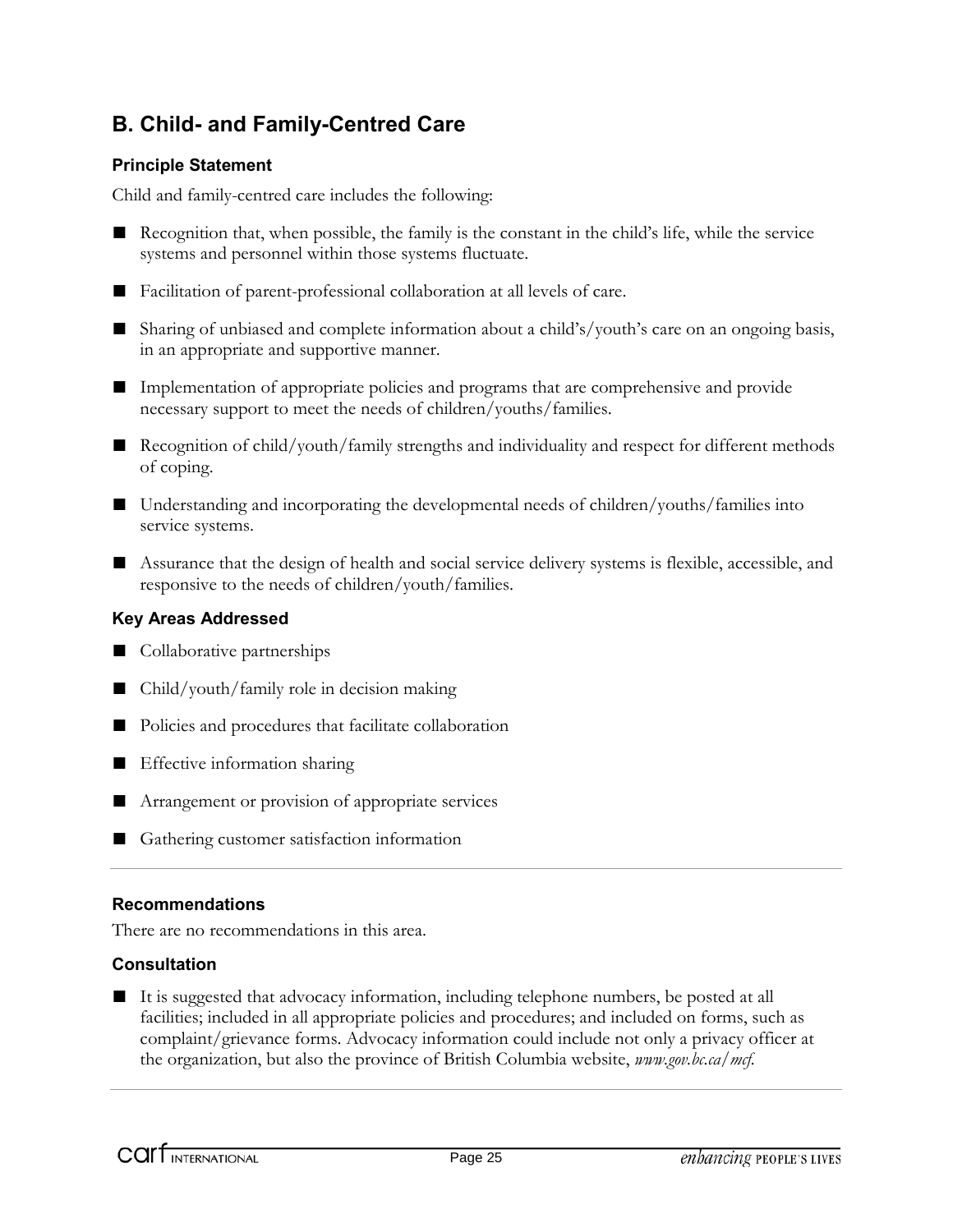## B. Child- and Family-Centred Care

### Principle Statement

Child and family-centred care includes the following:

- Recognition that, when possible, the family is the constant in the child's life, while the service systems and personnel within those systems fluctuate.
- Facilitation of parent-professional collaboration at all levels of care.
- Sharing of unbiased and complete information about a child's/youth's care on an ongoing basis, in an appropriate and supportive manner.
- Implementation of appropriate policies and programs that are comprehensive and provide necessary support to meet the needs of children/youths/families.
- Recognition of child/youth/family strengths and individuality and respect for different methods of coping.
- Understanding and incorporating the developmental needs of children/youths/families into service systems.
- Assurance that the design of health and social service delivery systems is flexible, accessible, and responsive to the needs of children/youth/families.

### Key Areas Addressed

- Collaborative partnerships
- Child/youth/family role in decision making
- Policies and procedures that facilitate collaboration
- Effective information sharing
- Arrangement or provision of appropriate services
- Gathering customer satisfaction information

---

### Recommendations

There are no recommendations in this area.

### Consultation

- It is suggested that advocacy information, including telephone numbers, be posted at all facilities; included in all appropriate policies and procedures; and included on forms, such as complaint/grievance forms. Advocacy information could include not only a privacy officer at the organization, but also the province of British Columbia website, *www.gov.bc.ca/mcf*.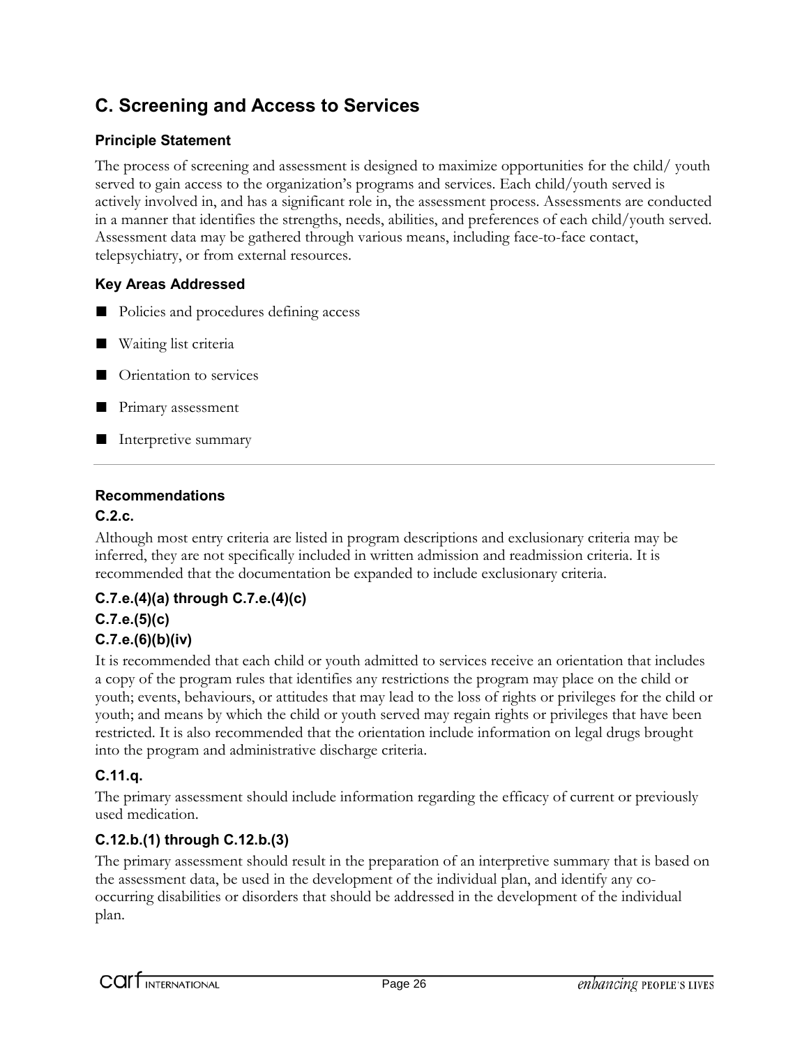## C. Screening and Access to Services

### Principle Statement

The process of screening and assessment is designed to maximize opportunities for the child/ youth served to gain access to the organization's programs and services. Each child/youth served is actively involved in, and has a significant role in, the assessment process. Assessments are conducted in a manner that identifies the strengths, needs, abilities, and preferences of each child/youth served. Assessment data may be gathered through various means, including face-to-face contact, telepsychiatry, or from external resources.

### Key Areas Addressed

- Policies and procedures defining access
- Waiting list criteria
- Orientation to services
- Primary assessment
- Interpretive summary

---

### Recommendations

**C.2.c.**

Although most entry criteria are listed in program descriptions and exclusionary criteria may be inferred, they are not specifically included in written admission and readmission criteria. It is recommended that the documentation be expanded to include exclusionary criteria.

**C.7.e.(4)(a) through C.7.e.(4)(c)**
**C.7.e.(5)(c)**
**C.7.e.(6)(b)(iv)**

It is recommended that each child or youth admitted to services receive an orientation that includes a copy of the program rules that identifies any restrictions the program may place on the child or youth; events, behaviours, or attitudes that may lead to the loss of rights or privileges for the child or youth; and means by which the child or youth served may regain rights or privileges that have been restricted. It is also recommended that the orientation include information on legal drugs brought into the program and administrative discharge criteria.

**C.11.q.**

The primary assessment should include information regarding the efficacy of current or previously used medication.

**C.12.b.(1) through C.12.b.(3)**

The primary assessment should result in the preparation of an interpretive summary that is based on the assessment data, be used in the development of the individual plan, and identify any co-occurring disabilities or disorders that should be addressed in the development of the individual plan.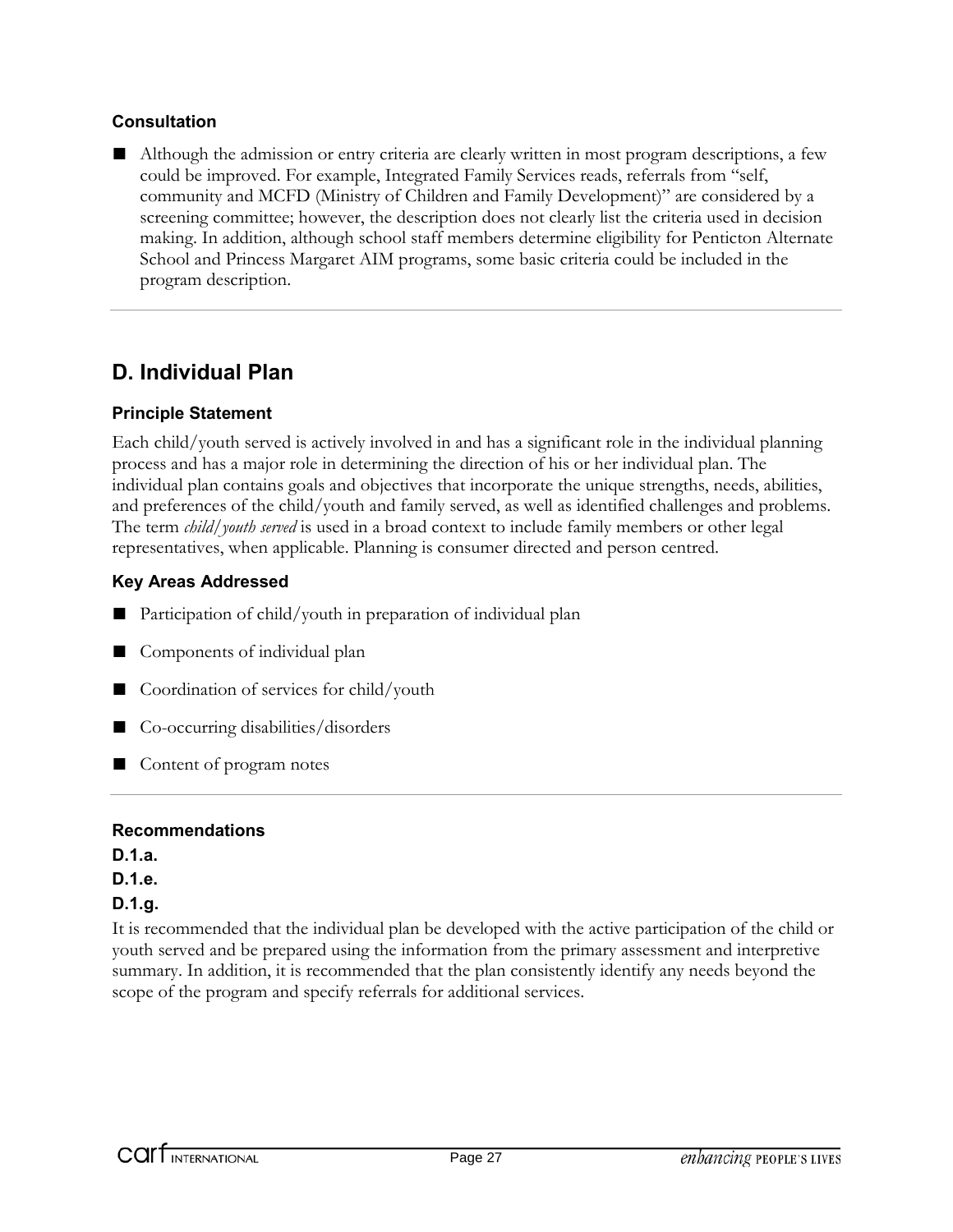### Consultation

- Although the admission or entry criteria are clearly written in most program descriptions, a few could be improved. For example, Integrated Family Services reads, referrals from "self, community and MCFD (Ministry of Children and Family Development)" are considered by a screening committee; however, the description does not clearly list the criteria used in decision making. In addition, although school staff members determine eligibility for Penticton Alternate School and Princess Margaret AIM programs, some basic criteria could be included in the program description.

---

## D. Individual Plan

### Principle Statement

Each child/youth served is actively involved in and has a significant role in the individual planning process and has a major role in determining the direction of his or her individual plan. The individual plan contains goals and objectives that incorporate the unique strengths, needs, abilities, and preferences of the child/youth and family served, as well as identified challenges and problems. The term *child/youth served* is used in a broad context to include family members or other legal representatives, when applicable. Planning is consumer directed and person centred.

### Key Areas Addressed

- Participation of child/youth in preparation of individual plan
- Components of individual plan
- Coordination of services for child/youth
- Co-occurring disabilities/disorders
- Content of program notes

---

### Recommendations

**D.1.a.**

**D.1.e.**

**D.1.g.**

It is recommended that the individual plan be developed with the active participation of the child or youth served and be prepared using the information from the primary assessment and interpretive summary. In addition, it is recommended that the plan consistently identify any needs beyond the scope of the program and specify referrals for additional services.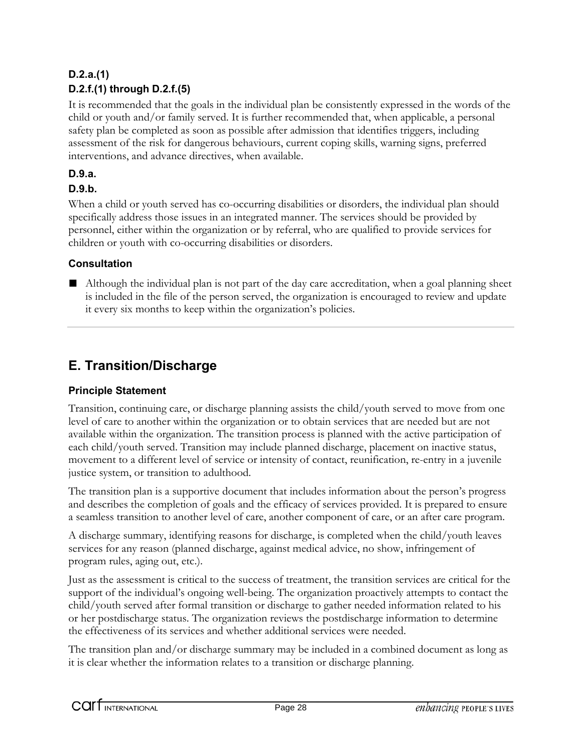**D.2.a.(1)**

**D.2.f.(1) through D.2.f.(5)**

It is recommended that the goals in the individual plan be consistently expressed in the words of the child or youth and/or family served. It is further recommended that, when applicable, a personal safety plan be completed as soon as possible after admission that identifies triggers, including assessment of the risk for dangerous behaviours, current coping skills, warning signs, preferred interventions, and advance directives, when available.

**D.9.a.**

**D.9.b.**

When a child or youth served has co-occurring disabilities or disorders, the individual plan should specifically address those issues in an integrated manner. The services should be provided by personnel, either within the organization or by referral, who are qualified to provide services for children or youth with co-occurring disabilities or disorders.

### Consultation

- Although the individual plan is not part of the day care accreditation, when a goal planning sheet is included in the file of the person served, the organization is encouraged to review and update it every six months to keep within the organization's policies.

---

## E. Transition/Discharge

### Principle Statement

Transition, continuing care, or discharge planning assists the child/youth served to move from one level of care to another within the organization or to obtain services that are needed but are not available within the organization. The transition process is planned with the active participation of each child/youth served. Transition may include planned discharge, placement on inactive status, movement to a different level of service or intensity of contact, reunification, re-entry in a juvenile justice system, or transition to adulthood.

The transition plan is a supportive document that includes information about the person's progress and describes the completion of goals and the efficacy of services provided. It is prepared to ensure a seamless transition to another level of care, another component of care, or an after care program.

A discharge summary, identifying reasons for discharge, is completed when the child/youth leaves services for any reason (planned discharge, against medical advice, no show, infringement of program rules, aging out, etc.).

Just as the assessment is critical to the success of treatment, the transition services are critical for the support of the individual's ongoing well-being. The organization proactively attempts to contact the child/youth served after formal transition or discharge to gather needed information related to his or her postdischarge status. The organization reviews the postdischarge information to determine the effectiveness of its services and whether additional services were needed.

The transition plan and/or discharge summary may be included in a combined document as long as it is clear whether the information relates to a transition or discharge planning.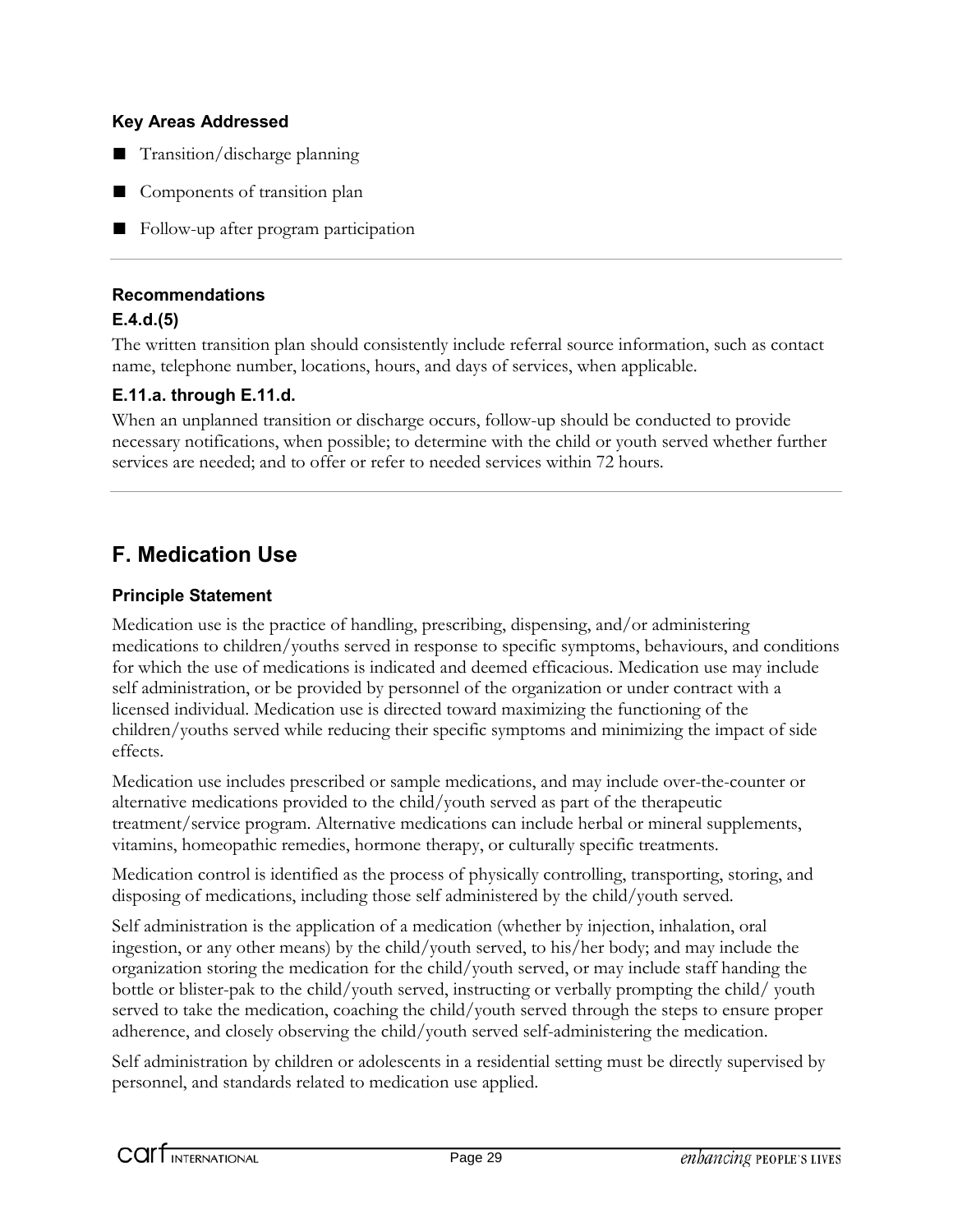### Key Areas Addressed

- Transition/discharge planning
- Components of transition plan
- Follow-up after program participation

---

### Recommendations

#### E.4.d.(5)

The written transition plan should consistently include referral source information, such as contact name, telephone number, locations, hours, and days of services, when applicable.

#### E.11.a. through E.11.d.

When an unplanned transition or discharge occurs, follow-up should be conducted to provide necessary notifications, when possible; to determine with the child or youth served whether further services are needed; and to offer or refer to needed services within 72 hours.

---

## F. Medication Use

### Principle Statement

Medication use is the practice of handling, prescribing, dispensing, and/or administering medications to children/youths served in response to specific symptoms, behaviours, and conditions for which the use of medications is indicated and deemed efficacious. Medication use may include self administration, or be provided by personnel of the organization or under contract with a licensed individual. Medication use is directed toward maximizing the functioning of the children/youths served while reducing their specific symptoms and minimizing the impact of side effects.

Medication use includes prescribed or sample medications, and may include over-the-counter or alternative medications provided to the child/youth served as part of the therapeutic treatment/service program. Alternative medications can include herbal or mineral supplements, vitamins, homeopathic remedies, hormone therapy, or culturally specific treatments.

Medication control is identified as the process of physically controlling, transporting, storing, and disposing of medications, including those self administered by the child/youth served.

Self administration is the application of a medication (whether by injection, inhalation, oral ingestion, or any other means) by the child/youth served, to his/her body; and may include the organization storing the medication for the child/youth served, or may include staff handing the bottle or blister-pak to the child/youth served, instructing or verbally prompting the child/ youth served to take the medication, coaching the child/youth served through the steps to ensure proper adherence, and closely observing the child/youth served self-administering the medication.

Self administration by children or adolescents in a residential setting must be directly supervised by personnel, and standards related to medication use applied.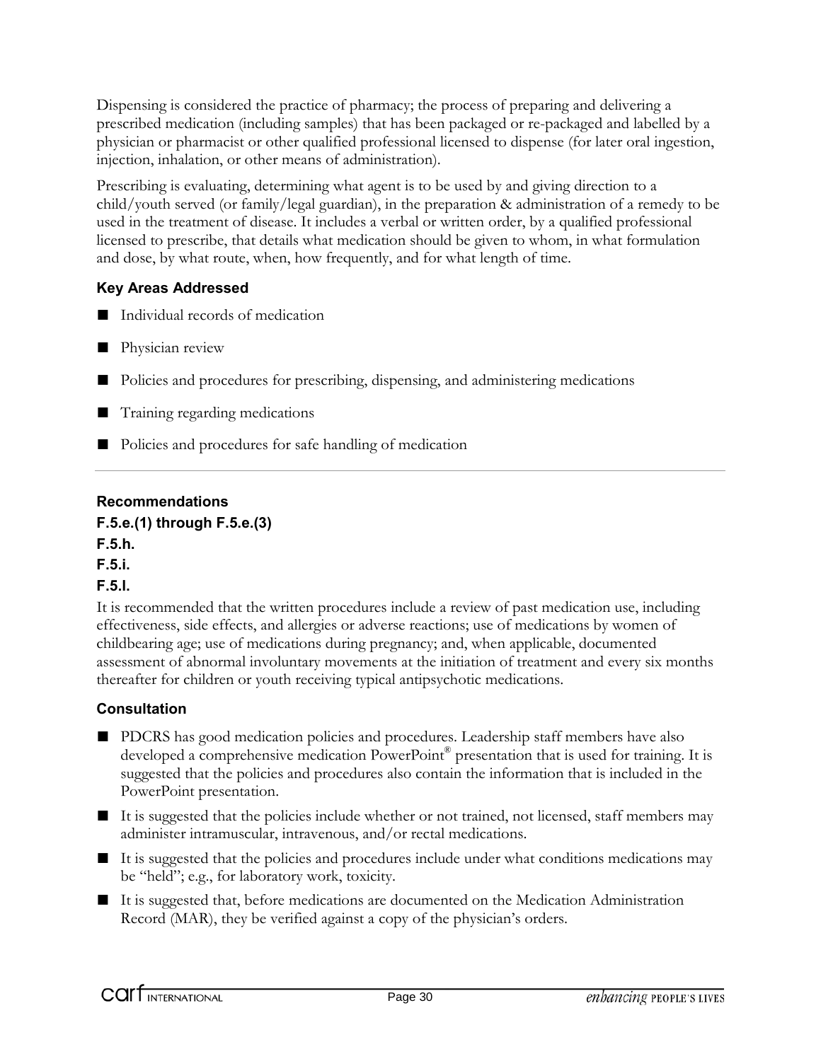Dispensing is considered the practice of pharmacy; the process of preparing and delivering a prescribed medication (including samples) that has been packaged or re-packaged and labelled by a physician or pharmacist or other qualified professional licensed to dispense (for later oral ingestion, injection, inhalation, or other means of administration).

Prescribing is evaluating, determining what agent is to be used by and giving direction to a child/youth served (or family/legal guardian), in the preparation & administration of a remedy to be used in the treatment of disease. It includes a verbal or written order, by a qualified professional licensed to prescribe, that details what medication should be given to whom, in what formulation and dose, by what route, when, how frequently, and for what length of time.

### Key Areas Addressed

- Individual records of medication
- Physician review
- Policies and procedures for prescribing, dispensing, and administering medications
- Training regarding medications
- Policies and procedures for safe handling of medication

---

### Recommendations

**F.5.e.(1) through F.5.e.(3)**

**F.5.h.**

**F.5.i.**

**F.5.l.**

It is recommended that the written procedures include a review of past medication use, including effectiveness, side effects, and allergies or adverse reactions; use of medications by women of childbearing age; use of medications during pregnancy; and, when applicable, documented assessment of abnormal involuntary movements at the initiation of treatment and every six months thereafter for children or youth receiving typical antipsychotic medications.

### Consultation

- PDCRS has good medication policies and procedures. Leadership staff members have also developed a comprehensive medication PowerPoint® presentation that is used for training. It is suggested that the policies and procedures also contain the information that is included in the PowerPoint presentation.
- It is suggested that the policies include whether or not trained, not licensed, staff members may administer intramuscular, intravenous, and/or rectal medications.
- It is suggested that the policies and procedures include under what conditions medications may be "held"; e.g., for laboratory work, toxicity.
- It is suggested that, before medications are documented on the Medication Administration Record (MAR), they be verified against a copy of the physician's orders.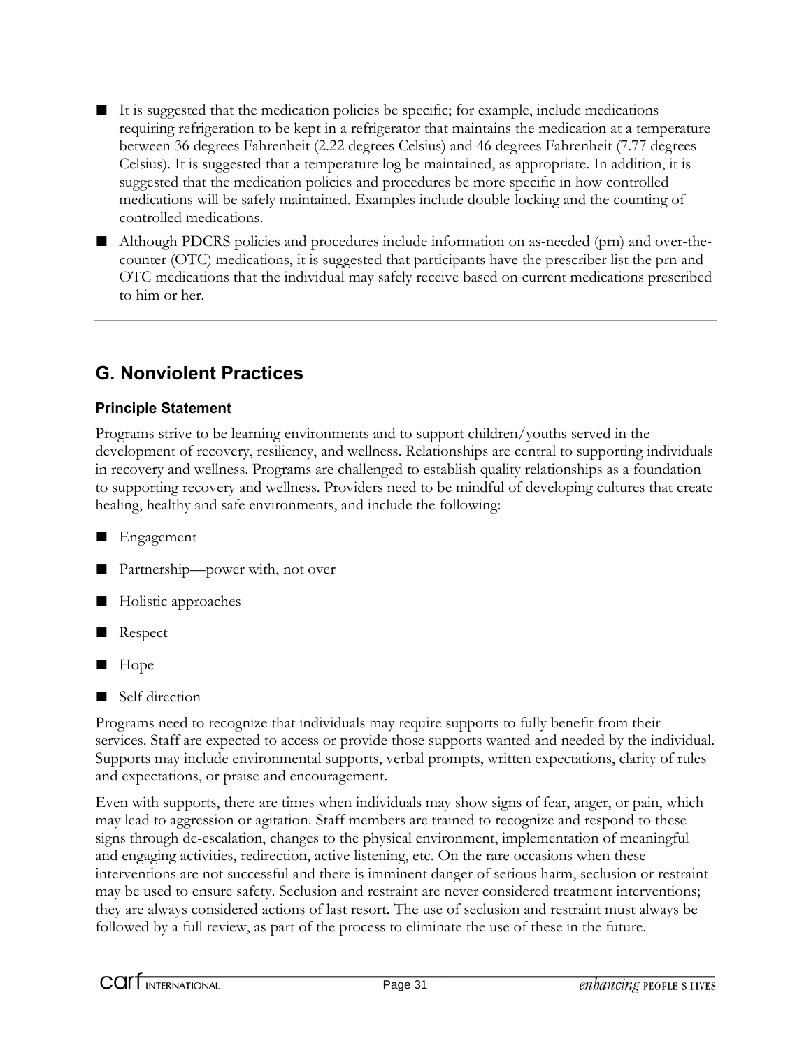- It is suggested that the medication policies be specific; for example, include medications requiring refrigeration to be kept in a refrigerator that maintains the medication at a temperature between 36 degrees Fahrenheit (2.22 degrees Celsius) and 46 degrees Fahrenheit (7.77 degrees Celsius). It is suggested that a temperature log be maintained, as appropriate. In addition, it is suggested that the medication policies and procedures be more specific in how controlled medications will be safely maintained. Examples include double-locking and the counting of controlled medications.
- Although PDCRS policies and procedures include information on as-needed (prn) and over-the-counter (OTC) medications, it is suggested that participants have the prescriber list the prn and OTC medications that the individual may safely receive based on current medications prescribed to him or her.

---

## G. Nonviolent Practices

### Principle Statement

Programs strive to be learning environments and to support children/youths served in the development of recovery, resiliency, and wellness. Relationships are central to supporting individuals in recovery and wellness. Programs are challenged to establish quality relationships as a foundation to supporting recovery and wellness. Providers need to be mindful of developing cultures that create healing, healthy and safe environments, and include the following:

- Engagement
- Partnership—power with, not over
- Holistic approaches
- Respect
- Hope
- Self direction

Programs need to recognize that individuals may require supports to fully benefit from their services. Staff are expected to access or provide those supports wanted and needed by the individual. Supports may include environmental supports, verbal prompts, written expectations, clarity of rules and expectations, or praise and encouragement.

Even with supports, there are times when individuals may show signs of fear, anger, or pain, which may lead to aggression or agitation. Staff members are trained to recognize and respond to these signs through de-escalation, changes to the physical environment, implementation of meaningful and engaging activities, redirection, active listening, etc. On the rare occasions when these interventions are not successful and there is imminent danger of serious harm, seclusion or restraint may be used to ensure safety. Seclusion and restraint are never considered treatment interventions; they are always considered actions of last resort. The use of seclusion and restraint must always be followed by a full review, as part of the process to eliminate the use of these in the future.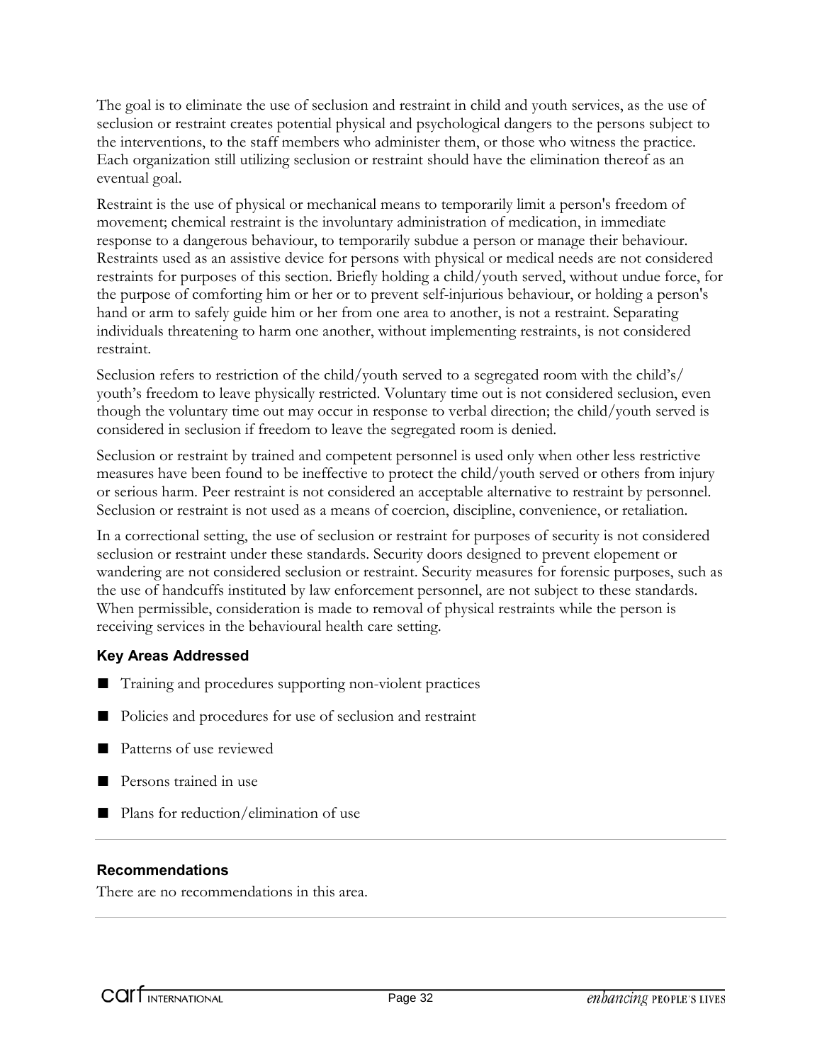The goal is to eliminate the use of seclusion and restraint in child and youth services, as the use of seclusion or restraint creates potential physical and psychological dangers to the persons subject to the interventions, to the staff members who administer them, or those who witness the practice. Each organization still utilizing seclusion or restraint should have the elimination thereof as an eventual goal.

Restraint is the use of physical or mechanical means to temporarily limit a person's freedom of movement; chemical restraint is the involuntary administration of medication, in immediate response to a dangerous behaviour, to temporarily subdue a person or manage their behaviour. Restraints used as an assistive device for persons with physical or medical needs are not considered restraints for purposes of this section. Briefly holding a child/youth served, without undue force, for the purpose of comforting him or her or to prevent self-injurious behaviour, or holding a person's hand or arm to safely guide him or her from one area to another, is not a restraint. Separating individuals threatening to harm one another, without implementing restraints, is not considered restraint.

Seclusion refers to restriction of the child/youth served to a segregated room with the child's/youth's freedom to leave physically restricted. Voluntary time out is not considered seclusion, even though the voluntary time out may occur in response to verbal direction; the child/youth served is considered in seclusion if freedom to leave the segregated room is denied.

Seclusion or restraint by trained and competent personnel is used only when other less restrictive measures have been found to be ineffective to protect the child/youth served or others from injury or serious harm. Peer restraint is not considered an acceptable alternative to restraint by personnel. Seclusion or restraint is not used as a means of coercion, discipline, convenience, or retaliation.

In a correctional setting, the use of seclusion or restraint for purposes of security is not considered seclusion or restraint under these standards. Security doors designed to prevent elopement or wandering are not considered seclusion or restraint. Security measures for forensic purposes, such as the use of handcuffs instituted by law enforcement personnel, are not subject to these standards. When permissible, consideration is made to removal of physical restraints while the person is receiving services in the behavioural health care setting.

### Key Areas Addressed

- Training and procedures supporting non-violent practices
- Policies and procedures for use of seclusion and restraint
- Patterns of use reviewed
- Persons trained in use
- Plans for reduction/elimination of use

### Recommendations

There are no recommendations in this area.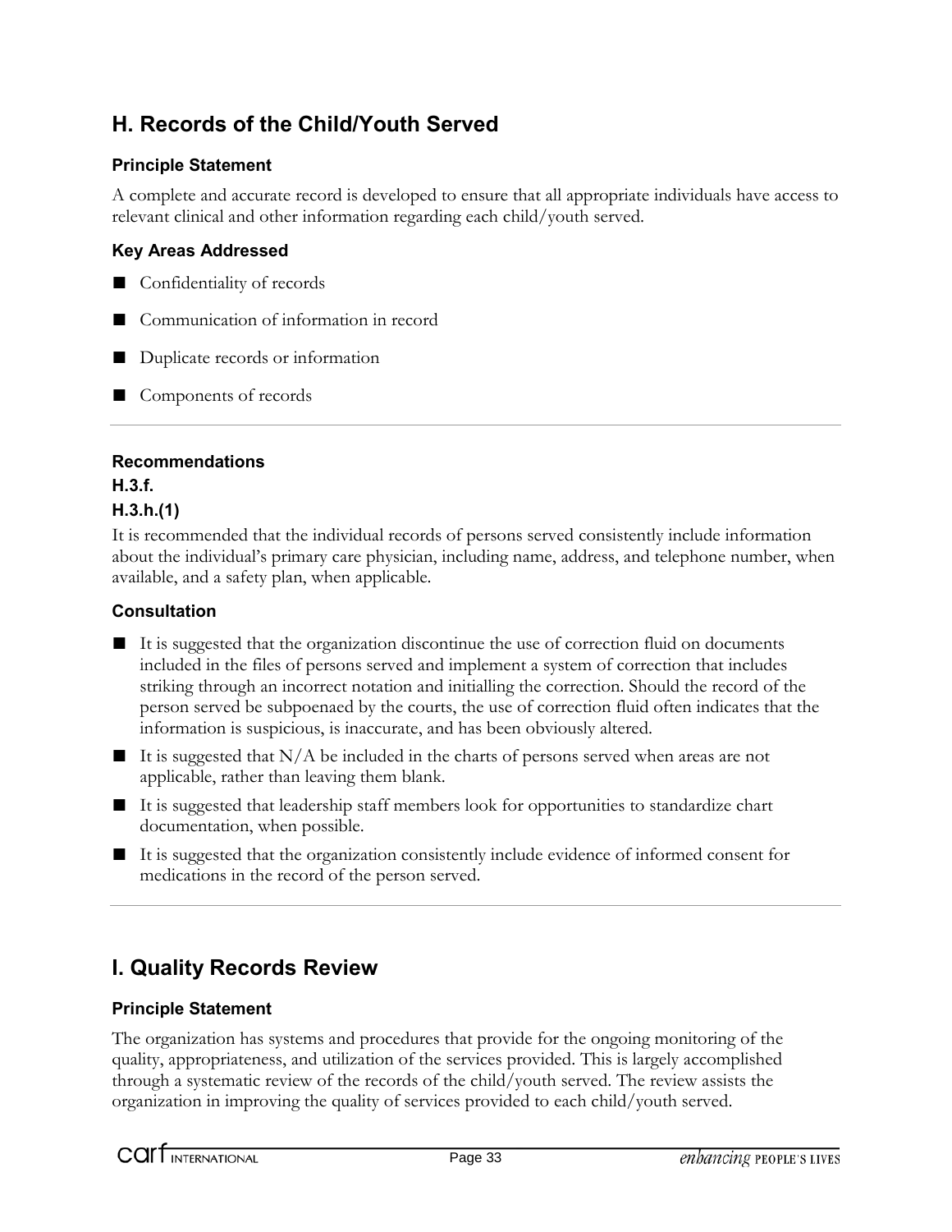## H. Records of the Child/Youth Served

### Principle Statement

A complete and accurate record is developed to ensure that all appropriate individuals have access to relevant clinical and other information regarding each child/youth served.

### Key Areas Addressed

- Confidentiality of records
- Communication of information in record
- Duplicate records or information
- Components of records

---

### Recommendations

**H.3.f.**

**H.3.h.(1)**

It is recommended that the individual records of persons served consistently include information about the individual's primary care physician, including name, address, and telephone number, when available, and a safety plan, when applicable.

### Consultation

- It is suggested that the organization discontinue the use of correction fluid on documents included in the files of persons served and implement a system of correction that includes striking through an incorrect notation and initialling the correction. Should the record of the person served be subpoenaed by the courts, the use of correction fluid often indicates that the information is suspicious, is inaccurate, and has been obviously altered.
- It is suggested that N/A be included in the charts of persons served when areas are not applicable, rather than leaving them blank.
- It is suggested that leadership staff members look for opportunities to standardize chart documentation, when possible.
- It is suggested that the organization consistently include evidence of informed consent for medications in the record of the person served.

---

## I. Quality Records Review

### Principle Statement

The organization has systems and procedures that provide for the ongoing monitoring of the quality, appropriateness, and utilization of the services provided. This is largely accomplished through a systematic review of the records of the child/youth served. The review assists the organization in improving the quality of services provided to each child/youth served.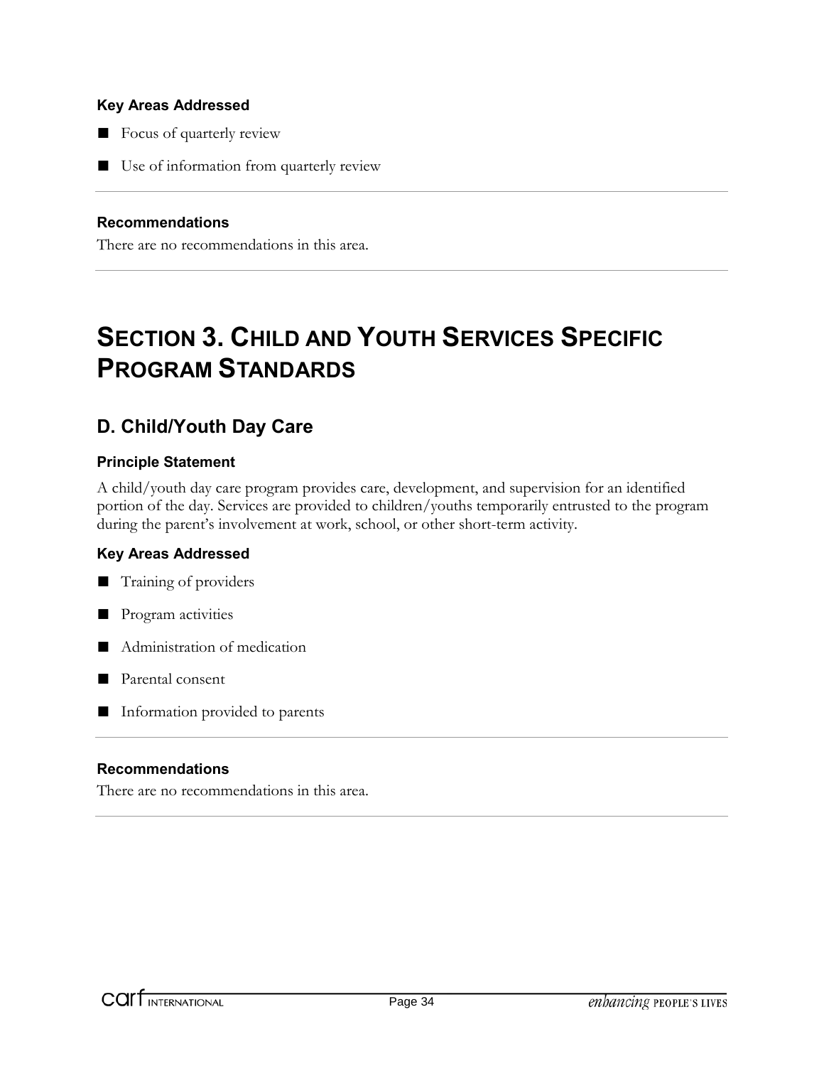#### Key Areas Addressed

- Focus of quarterly review
- Use of information from quarterly review

#### Recommendations

There are no recommendations in this area.

## SECTION 3. CHILD AND YOUTH SERVICES SPECIFIC PROGRAM STANDARDS

### D. Child/Youth Day Care

#### Principle Statement

A child/youth day care program provides care, development, and supervision for an identified portion of the day. Services are provided to children/youths temporarily entrusted to the program during the parent's involvement at work, school, or other short-term activity.

#### Key Areas Addressed

- Training of providers
- Program activities
- Administration of medication
- Parental consent
- Information provided to parents

#### Recommendations

There are no recommendations in this area.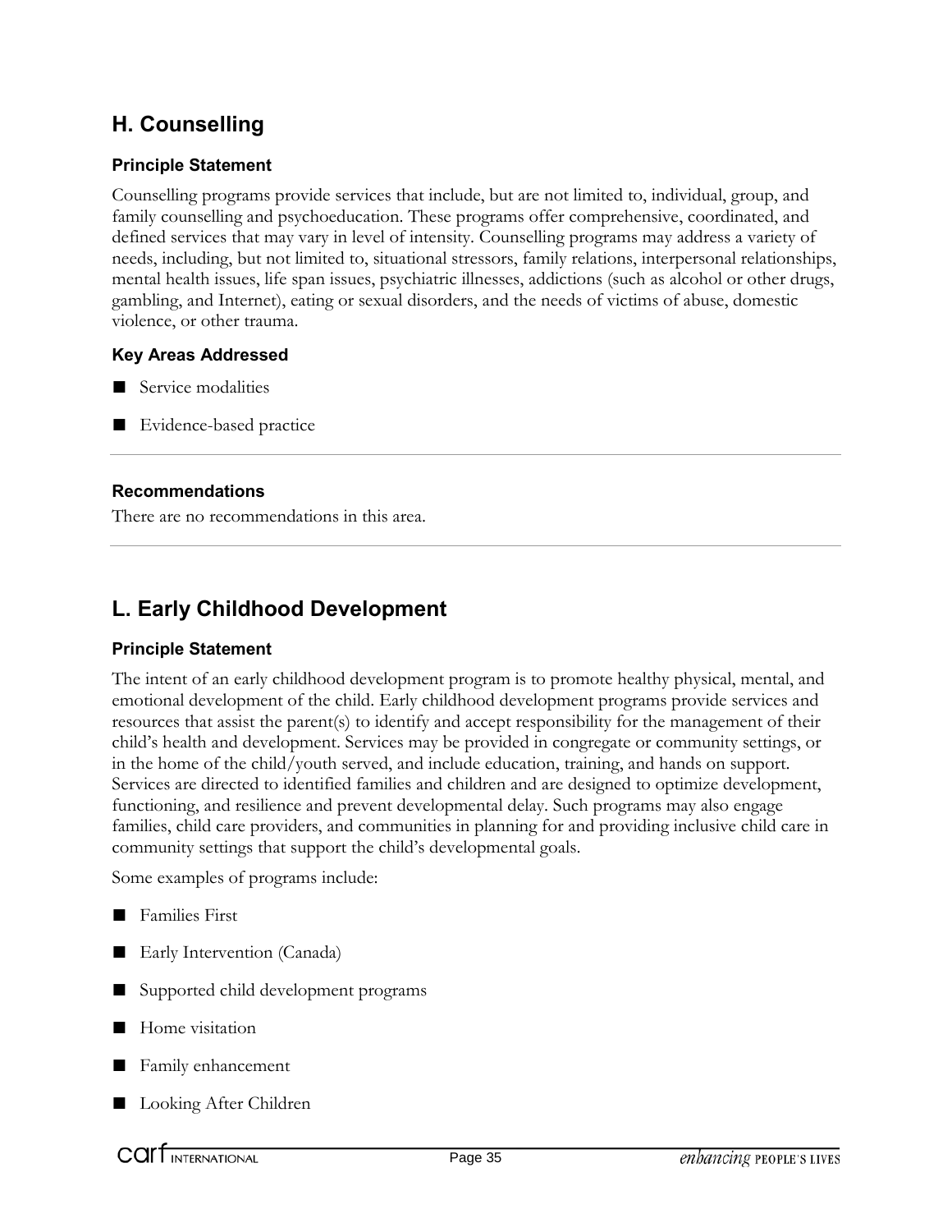## H. Counselling

### Principle Statement

Counselling programs provide services that include, but are not limited to, individual, group, and family counselling and psychoeducation. These programs offer comprehensive, coordinated, and defined services that may vary in level of intensity. Counselling programs may address a variety of needs, including, but not limited to, situational stressors, family relations, interpersonal relationships, mental health issues, life span issues, psychiatric illnesses, addictions (such as alcohol or other drugs, gambling, and Internet), eating or sexual disorders, and the needs of victims of abuse, domestic violence, or other trauma.

### Key Areas Addressed

- Service modalities
- Evidence-based practice

---

### Recommendations

There are no recommendations in this area.

---

## L. Early Childhood Development

### Principle Statement

The intent of an early childhood development program is to promote healthy physical, mental, and emotional development of the child. Early childhood development programs provide services and resources that assist the parent(s) to identify and accept responsibility for the management of their child's health and development. Services may be provided in congregate or community settings, or in the home of the child/youth served, and include education, training, and hands on support. Services are directed to identified families and children and are designed to optimize development, functioning, and resilience and prevent developmental delay. Such programs may also engage families, child care providers, and communities in planning for and providing inclusive child care in community settings that support the child's developmental goals.

Some examples of programs include:

- Families First
- Early Intervention (Canada)
- Supported child development programs
- Home visitation
- Family enhancement
- Looking After Children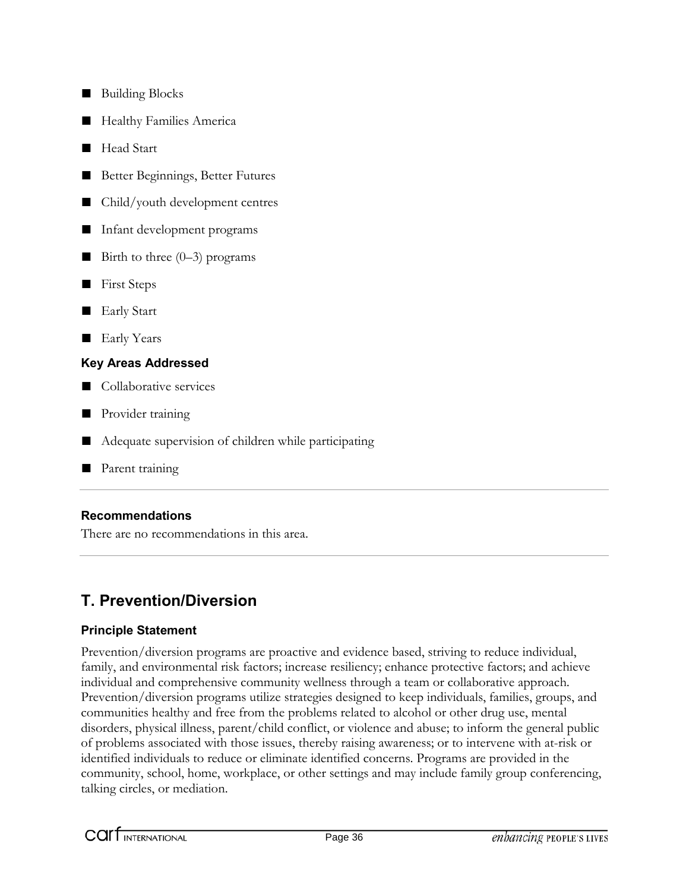- Building Blocks
- Healthy Families America
- Head Start
- Better Beginnings, Better Futures
- Child/youth development centres
- Infant development programs
- Birth to three (0–3) programs
- First Steps
- Early Start
- Early Years

#### Key Areas Addressed

- Collaborative services
- Provider training
- Adequate supervision of children while participating
- Parent training

#### Recommendations

There are no recommendations in this area.

## T. Prevention/Diversion

#### Principle Statement

Prevention/diversion programs are proactive and evidence based, striving to reduce individual, family, and environmental risk factors; increase resiliency; enhance protective factors; and achieve individual and comprehensive community wellness through a team or collaborative approach. Prevention/diversion programs utilize strategies designed to keep individuals, families, groups, and communities healthy and free from the problems related to alcohol or other drug use, mental disorders, physical illness, parent/child conflict, or violence and abuse; to inform the general public of problems associated with those issues, thereby raising awareness; or to intervene with at-risk or identified individuals to reduce or eliminate identified concerns. Programs are provided in the community, school, home, workplace, or other settings and may include family group conferencing, talking circles, or mediation.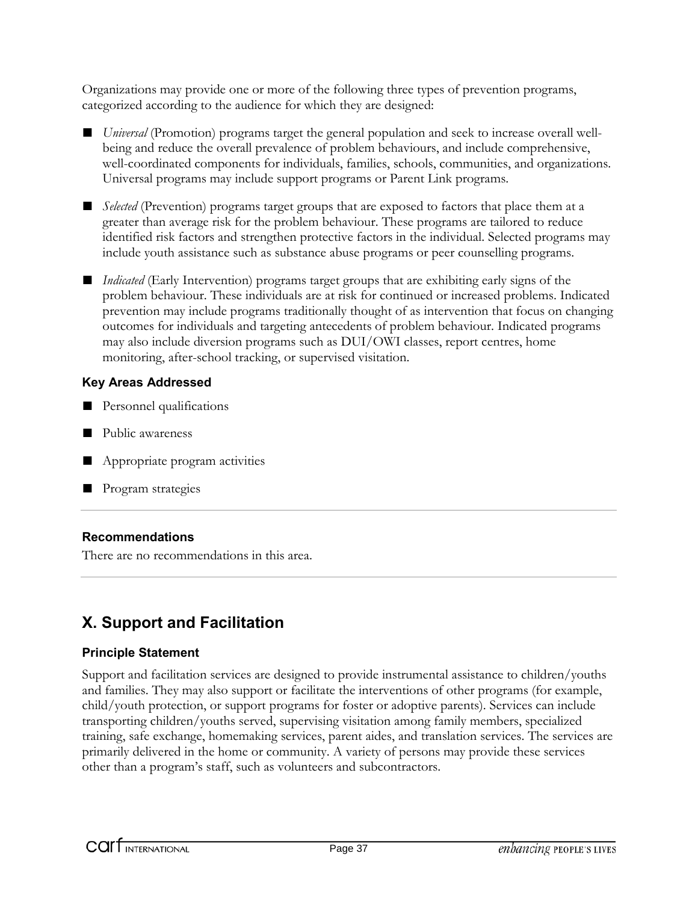Organizations may provide one or more of the following three types of prevention programs, categorized according to the audience for which they are designed:

- *Universal* (Promotion) programs target the general population and seek to increase overall well-being and reduce the overall prevalence of problem behaviours, and include comprehensive, well-coordinated components for individuals, families, schools, communities, and organizations. Universal programs may include support programs or Parent Link programs.
- *Selected* (Prevention) programs target groups that are exposed to factors that place them at a greater than average risk for the problem behaviour. These programs are tailored to reduce identified risk factors and strengthen protective factors in the individual. Selected programs may include youth assistance such as substance abuse programs or peer counselling programs.
- *Indicated* (Early Intervention) programs target groups that are exhibiting early signs of the problem behaviour. These individuals are at risk for continued or increased problems. Indicated prevention may include programs traditionally thought of as intervention that focus on changing outcomes for individuals and targeting antecedents of problem behaviour. Indicated programs may also include diversion programs such as DUI/OWI classes, report centres, home monitoring, after-school tracking, or supervised visitation.

### Key Areas Addressed

- Personnel qualifications
- Public awareness
- Appropriate program activities
- Program strategies

---

### Recommendations

There are no recommendations in this area.

---

## X. Support and Facilitation

### Principle Statement

Support and facilitation services are designed to provide instrumental assistance to children/youths and families. They may also support or facilitate the interventions of other programs (for example, child/youth protection, or support programs for foster or adoptive parents). Services can include transporting children/youths served, supervising visitation among family members, specialized training, safe exchange, homemaking services, parent aides, and translation services. The services are primarily delivered in the home or community. A variety of persons may provide these services other than a program's staff, such as volunteers and subcontractors.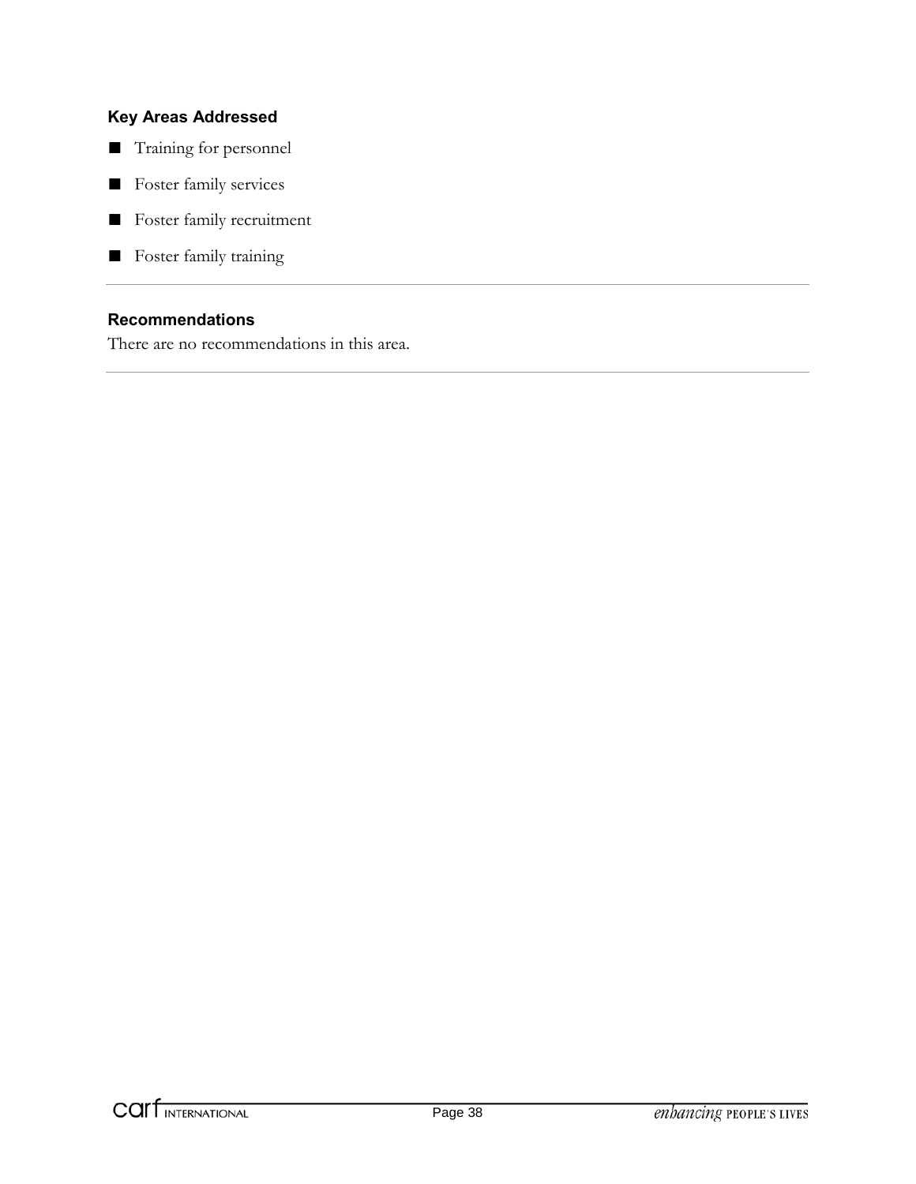### Key Areas Addressed

- Training for personnel
- Foster family services
- Foster family recruitment
- Foster family training

---

### Recommendations

There are no recommendations in this area.

---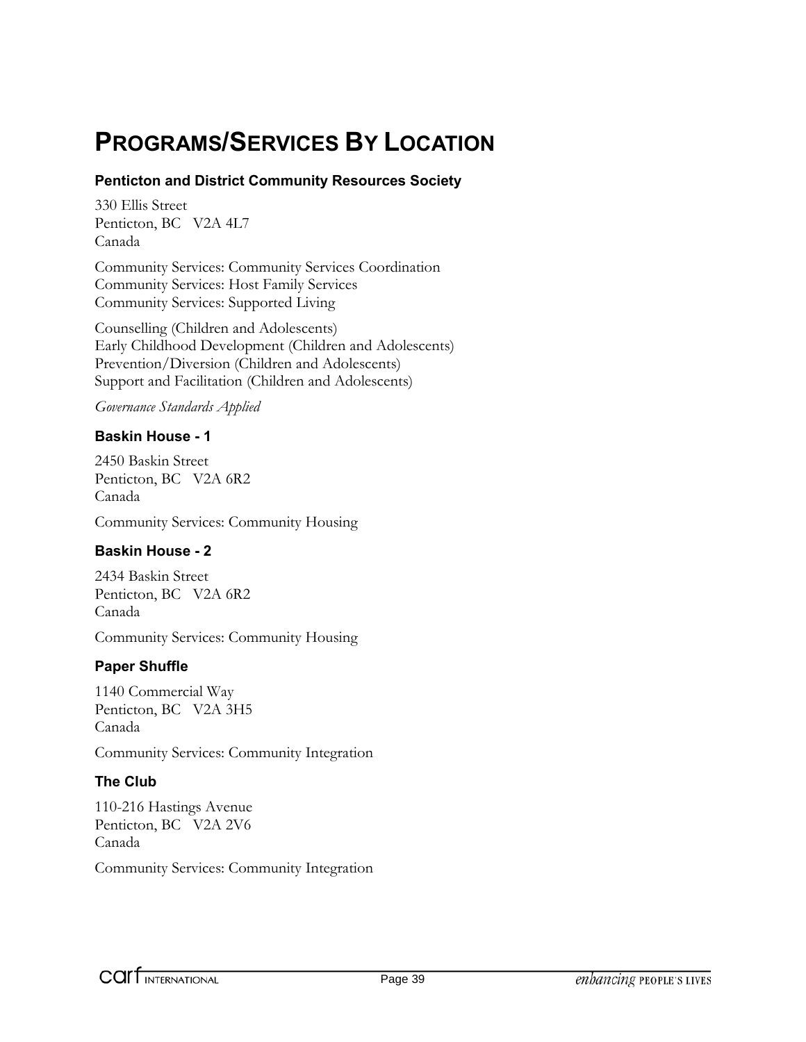# Programs/Services By Location

### Penticton and District Community Resources Society

330 Ellis Street
Penticton, BC V2A 4L7
Canada

Community Services: Community Services Coordination
Community Services: Host Family Services
Community Services: Supported Living

Counselling (Children and Adolescents)
Early Childhood Development (Children and Adolescents)
Prevention/Diversion (Children and Adolescents)
Support and Facilitation (Children and Adolescents)

*Governance Standards Applied*

### Baskin House - 1

2450 Baskin Street
Penticton, BC V2A 6R2
Canada

Community Services: Community Housing

### Baskin House - 2

2434 Baskin Street
Penticton, BC V2A 6R2
Canada

Community Services: Community Housing

### Paper Shuffle

1140 Commercial Way
Penticton, BC V2A 3H5
Canada

Community Services: Community Integration

### The Club

110-216 Hastings Avenue
Penticton, BC V2A 2V6
Canada

Community Services: Community Integration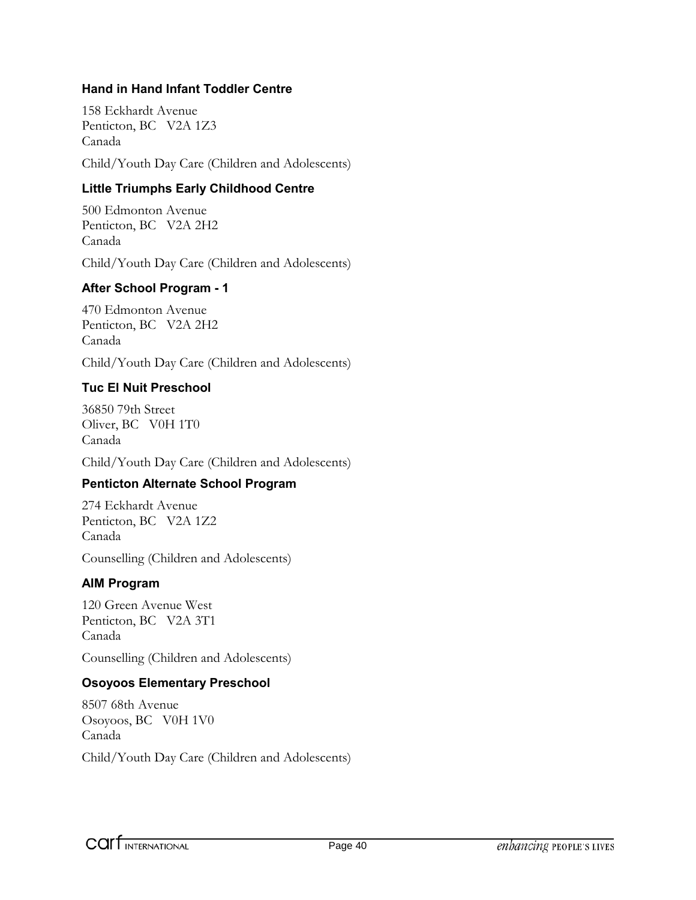### Hand in Hand Infant Toddler Centre

158 Eckhardt Avenue
Penticton, BC V2A 1Z3
Canada

Child/Youth Day Care (Children and Adolescents)

### Little Triumphs Early Childhood Centre

500 Edmonton Avenue
Penticton, BC V2A 2H2
Canada

Child/Youth Day Care (Children and Adolescents)

### After School Program - 1

470 Edmonton Avenue
Penticton, BC V2A 2H2
Canada

Child/Youth Day Care (Children and Adolescents)

### Tuc El Nuit Preschool

36850 79th Street
Oliver, BC V0H 1T0
Canada

Child/Youth Day Care (Children and Adolescents)

### Penticton Alternate School Program

274 Eckhardt Avenue
Penticton, BC V2A 1Z2
Canada

Counselling (Children and Adolescents)

### AIM Program

120 Green Avenue West
Penticton, BC V2A 3T1
Canada

Counselling (Children and Adolescents)

### Osoyoos Elementary Preschool

8507 68th Avenue
Osoyoos, BC V0H 1V0
Canada

Child/Youth Day Care (Children and Adolescents)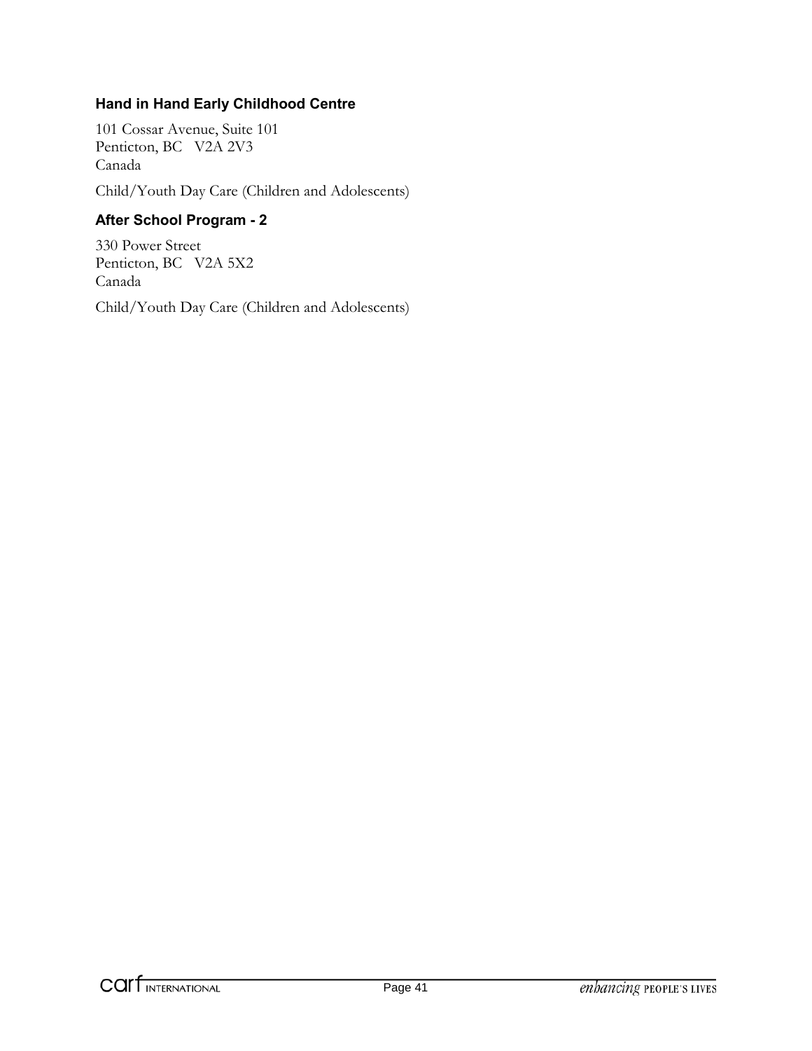### Hand in Hand Early Childhood Centre

101 Cossar Avenue, Suite 101
Penticton, BC   V2A 2V3
Canada

Child/Youth Day Care (Children and Adolescents)

### After School Program - 2

330 Power Street
Penticton, BC   V2A 5X2
Canada

Child/Youth Day Care (Children and Adolescents)